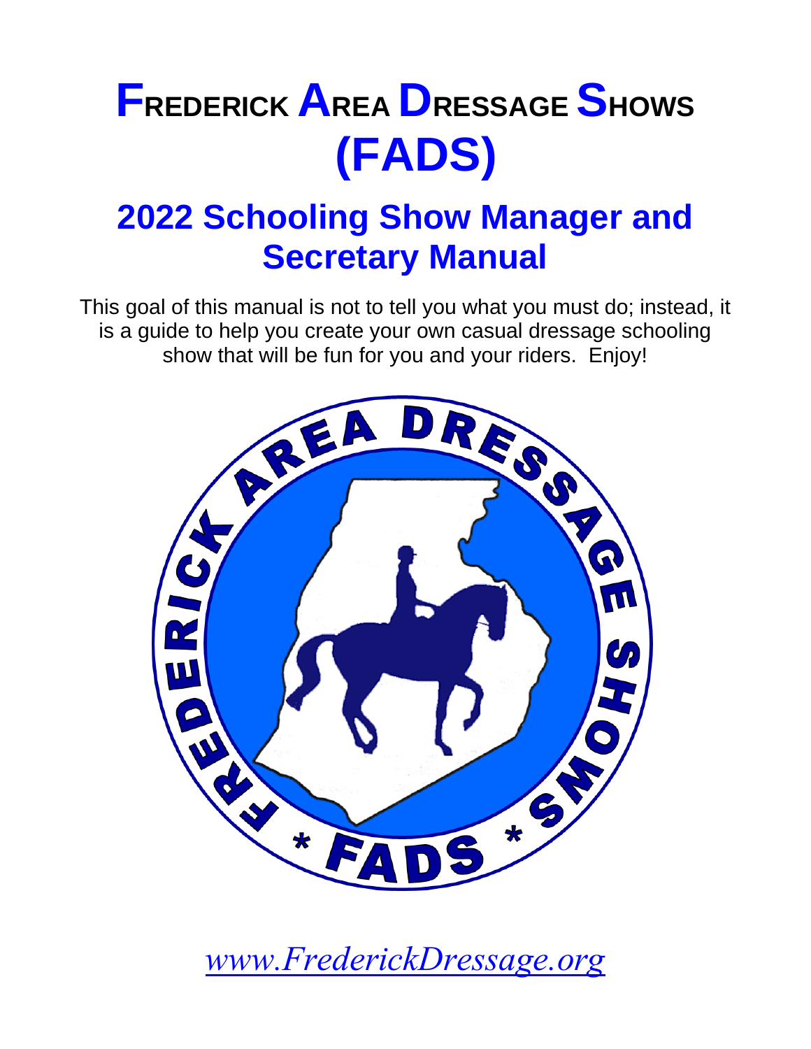# FREDERICK AREA DRESSAGE SHOWS (FADS)

## 2022 Schooling Show Manager and Secretary Manual

This goal of this manual is not to tell you what you must do; instead, it is a guide to help you create your own casual dressage schooling show that will be fun for you and your riders. Enjoy!

*www.FrederickDressage.org*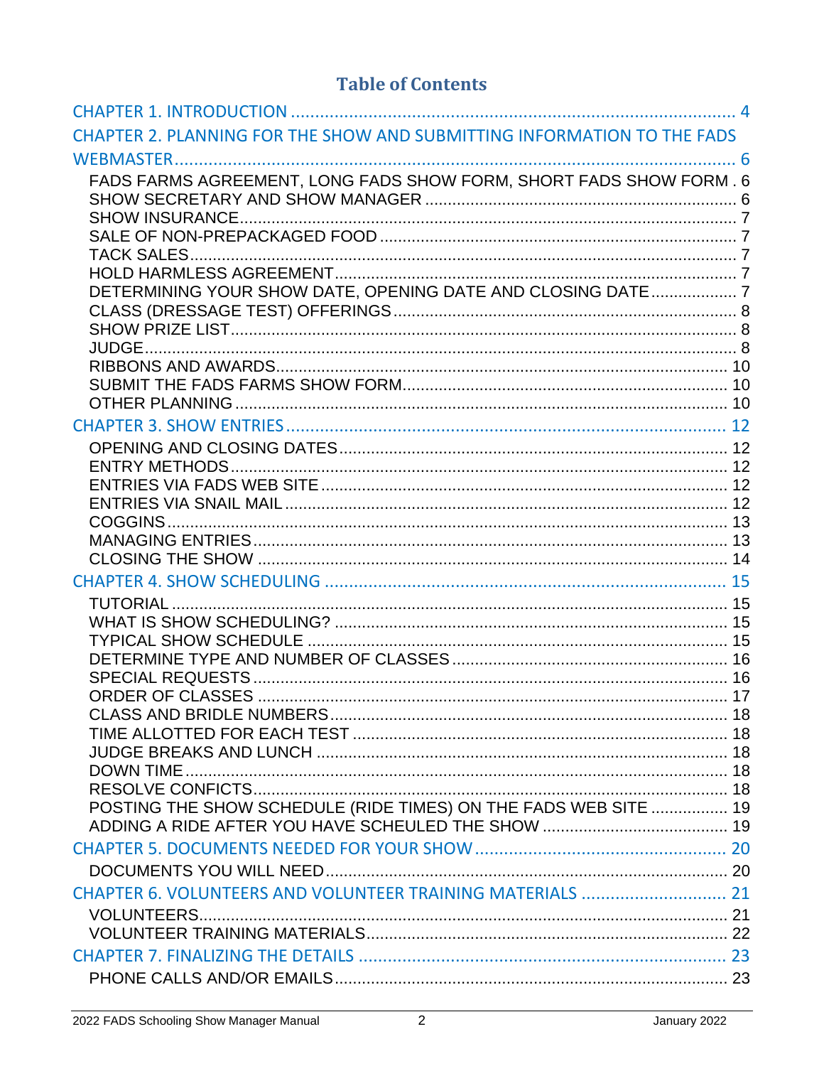# Table of Contents

CHAPTER 1. INTRODUCTION .......... 4

CHAPTER 2. PLANNING FOR THE SHOW AND SUBMITTING INFORMATION TO THE FADS WEBMASTER .......... 6

- FADS FARMS AGREEMENT, LONG FADS SHOW FORM, SHORT FADS SHOW FORM . 6
- SHOW SECRETARY AND SHOW MANAGER .......... 6
- SHOW INSURANCE .......... 7
- SALE OF NON-PREPACKAGED FOOD .......... 7
- TACK SALES .......... 7
- HOLD HARMLESS AGREEMENT .......... 7
- DETERMINING YOUR SHOW DATE, OPENING DATE AND CLOSING DATE .......... 7
- CLASS (DRESSAGE TEST) OFFERINGS .......... 8
- SHOW PRIZE LIST .......... 8
- JUDGE .......... 8
- RIBBONS AND AWARDS .......... 10
- SUBMIT THE FADS FARMS SHOW FORM .......... 10
- OTHER PLANNING .......... 10

CHAPTER 3. SHOW ENTRIES .......... 12

- OPENING AND CLOSING DATES .......... 12
- ENTRY METHODS .......... 12
- ENTRIES VIA FADS WEB SITE .......... 12
- ENTRIES VIA SNAIL MAIL .......... 12
- COGGINS .......... 13
- MANAGING ENTRIES .......... 13
- CLOSING THE SHOW .......... 14

CHAPTER 4. SHOW SCHEDULING .......... 15

- TUTORIAL .......... 15
- WHAT IS SHOW SCHEDULING? .......... 15
- TYPICAL SHOW SCHEDULE .......... 15
- DETERMINE TYPE AND NUMBER OF CLASSES .......... 16
- SPECIAL REQUESTS .......... 16
- ORDER OF CLASSES .......... 17
- CLASS AND BRIDLE NUMBERS .......... 18
- TIME ALLOTTED FOR EACH TEST .......... 18
- JUDGE BREAKS AND LUNCH .......... 18
- DOWN TIME .......... 18
- RESOLVE CONFICTS .......... 18
- POSTING THE SHOW SCHEDULE (RIDE TIMES) ON THE FADS WEB SITE .......... 19
- ADDING A RIDE AFTER YOU HAVE SCHEULED THE SHOW .......... 19

CHAPTER 5. DOCUMENTS NEEDED FOR YOUR SHOW .......... 20

- DOCUMENTS YOU WILL NEED .......... 20

CHAPTER 6. VOLUNTEERS AND VOLUNTEER TRAINING MATERIALS .......... 21

- VOLUNTEERS .......... 21
- VOLUNTEER TRAINING MATERIALS .......... 22

CHAPTER 7. FINALIZING THE DETAILS .......... 23

- PHONE CALLS AND/OR EMAILS .......... 23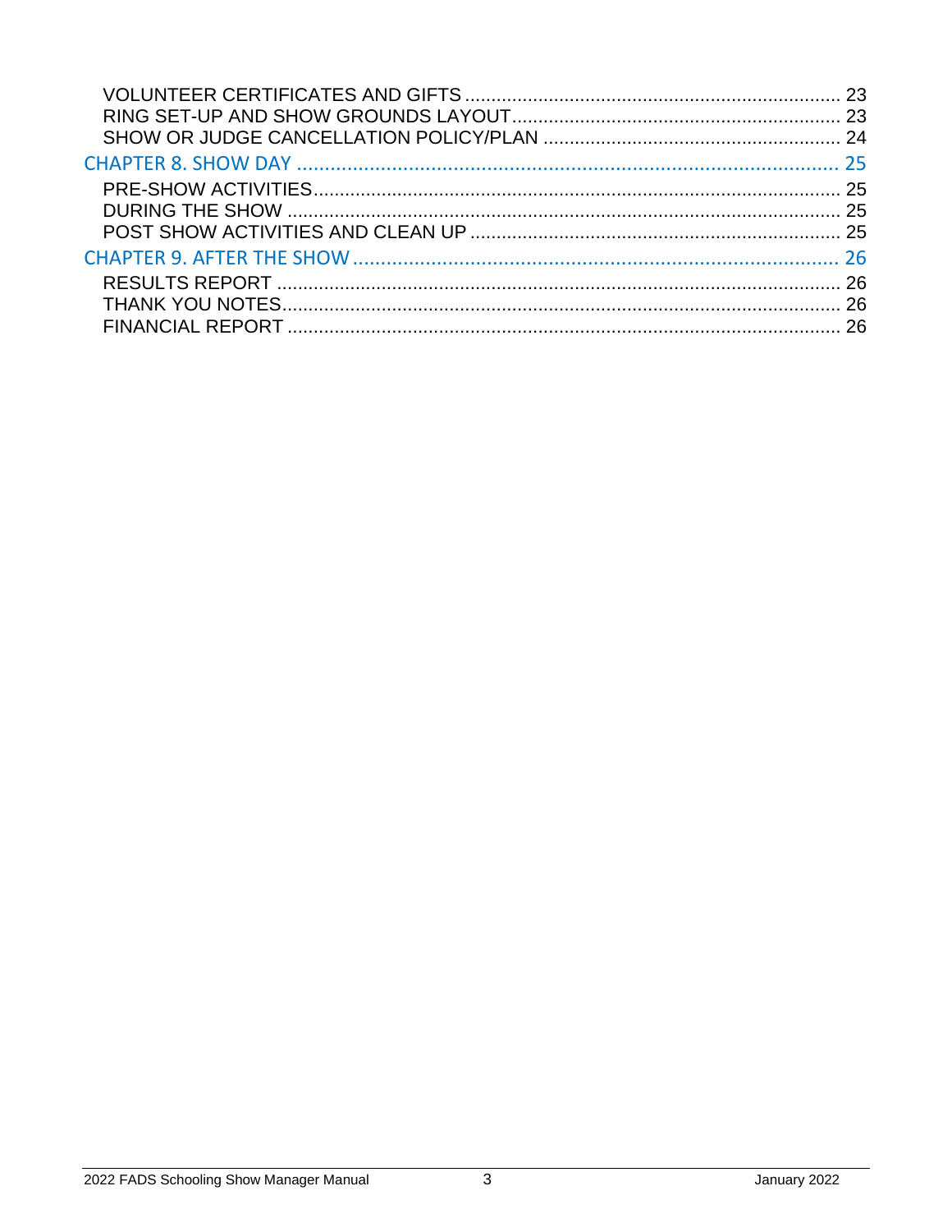VOLUNTEER CERTIFICATES AND GIFTS ........................................................................ 23
RING SET-UP AND SHOW GROUNDS LAYOUT ............................................................... 23
SHOW OR JUDGE CANCELLATION POLICY/PLAN ......................................................... 24

CHAPTER 8. SHOW DAY ........................................................................................ 25

PRE-SHOW ACTIVITIES ..................................................................................................... 25
DURING THE SHOW ........................................................................................................... 25
POST SHOW ACTIVITIES AND CLEAN UP ........................................................................ 25

CHAPTER 9. AFTER THE SHOW ........................................................................... 26

RESULTS REPORT .............................................................................................................. 26
THANK YOU NOTES ............................................................................................................ 26
FINANCIAL REPORT ........................................................................................................... 26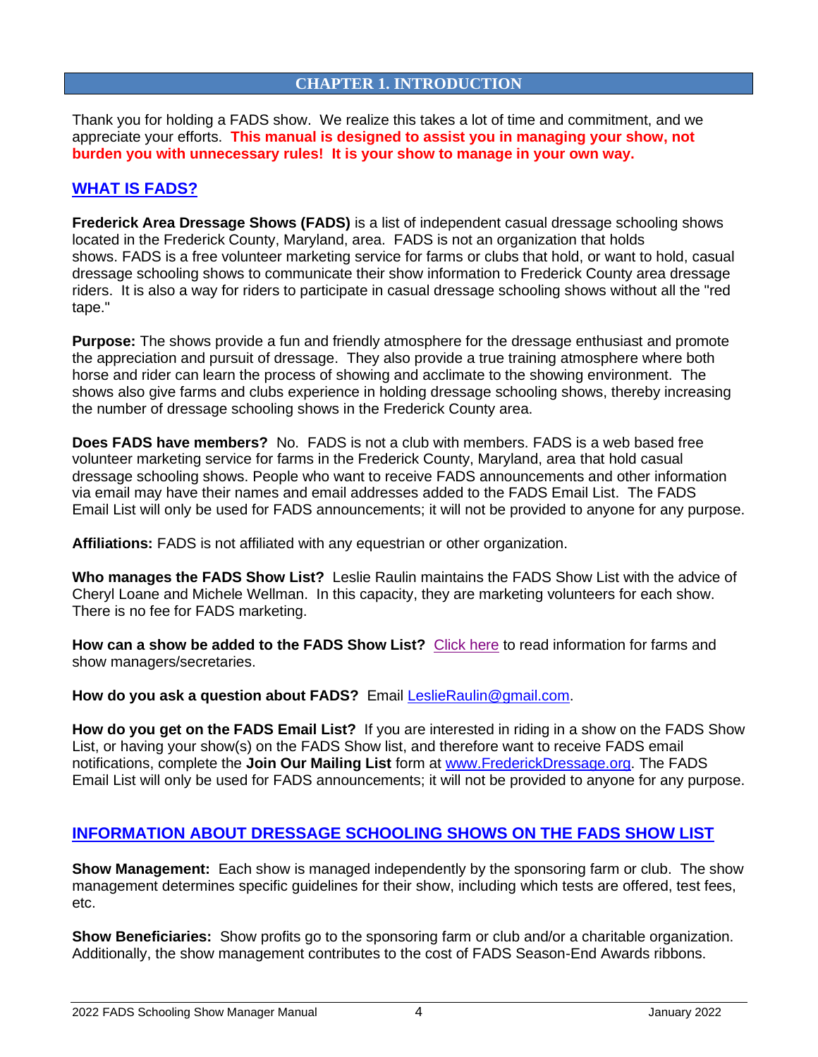# CHAPTER 1. INTRODUCTION

Thank you for holding a FADS show. We realize this takes a lot of time and commitment, and we appreciate your efforts. **This manual is designed to assist you in managing your show, not burden you with unnecessary rules! It is your show to manage in your own way.**

## WHAT IS FADS?

**Frederick Area Dressage Shows (FADS)** is a list of independent casual dressage schooling shows located in the Frederick County, Maryland, area. FADS is not an organization that holds shows. FADS is a free volunteer marketing service for farms or clubs that hold, or want to hold, casual dressage schooling shows to communicate their show information to Frederick County area dressage riders. It is also a way for riders to participate in casual dressage schooling shows without all the "red tape."

**Purpose:** The shows provide a fun and friendly atmosphere for the dressage enthusiast and promote the appreciation and pursuit of dressage. They also provide a true training atmosphere where both horse and rider can learn the process of showing and acclimate to the showing environment. The shows also give farms and clubs experience in holding dressage schooling shows, thereby increasing the number of dressage schooling shows in the Frederick County area.

**Does FADS have members?** No. FADS is not a club with members. FADS is a web based free volunteer marketing service for farms in the Frederick County, Maryland, area that hold casual dressage schooling shows. People who want to receive FADS announcements and other information via email may have their names and email addresses added to the FADS Email List. The FADS Email List will only be used for FADS announcements; it will not be provided to anyone for any purpose.

**Affiliations:** FADS is not affiliated with any equestrian or other organization.

**Who manages the FADS Show List?** Leslie Raulin maintains the FADS Show List with the advice of Cheryl Loane and Michele Wellman. In this capacity, they are marketing volunteers for each show. There is no fee for FADS marketing.

**How can a show be added to the FADS Show List?** Click here to read information for farms and show managers/secretaries.

**How do you ask a question about FADS?** Email LeslieRaulin@gmail.com.

**How do you get on the FADS Email List?** If you are interested in riding in a show on the FADS Show List, or having your show(s) on the FADS Show list, and therefore want to receive FADS email notifications, complete the **Join Our Mailing List** form at www.FrederickDressage.org. The FADS Email List will only be used for FADS announcements; it will not be provided to anyone for any purpose.

## INFORMATION ABOUT DRESSAGE SCHOOLING SHOWS ON THE FADS SHOW LIST

**Show Management:** Each show is managed independently by the sponsoring farm or club. The show management determines specific guidelines for their show, including which tests are offered, test fees, etc.

**Show Beneficiaries:** Show profits go to the sponsoring farm or club and/or a charitable organization. Additionally, the show management contributes to the cost of FADS Season-End Awards ribbons.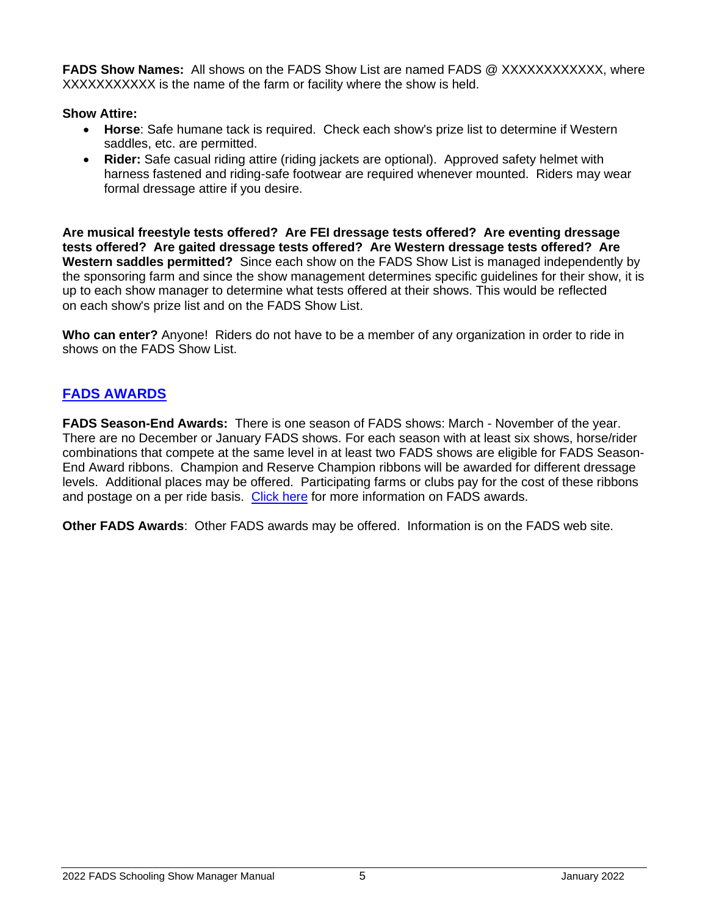**FADS Show Names:** All shows on the FADS Show List are named FADS @ XXXXXXXXXXXX, where XXXXXXXXXXX is the name of the farm or facility where the show is held.

**Show Attire:**

- **Horse**: Safe humane tack is required. Check each show's prize list to determine if Western saddles, etc. are permitted.
- **Rider:** Safe casual riding attire (riding jackets are optional). Approved safety helmet with harness fastened and riding-safe footwear are required whenever mounted. Riders may wear formal dressage attire if you desire.

**Are musical freestyle tests offered? Are FEI dressage tests offered? Are eventing dressage tests offered? Are gaited dressage tests offered? Are Western dressage tests offered? Are Western saddles permitted?** Since each show on the FADS Show List is managed independently by the sponsoring farm and since the show management determines specific guidelines for their show, it is up to each show manager to determine what tests offered at their shows. This would be reflected on each show's prize list and on the FADS Show List.

**Who can enter?** Anyone! Riders do not have to be a member of any organization in order to ride in shows on the FADS Show List.

## FADS AWARDS

**FADS Season-End Awards:** There is one season of FADS shows: March - November of the year. There are no December or January FADS shows. For each season with at least six shows, horse/rider combinations that compete at the same level in at least two FADS shows are eligible for FADS Season-End Award ribbons. Champion and Reserve Champion ribbons will be awarded for different dressage levels. Additional places may be offered. Participating farms or clubs pay for the cost of these ribbons and postage on a per ride basis. Click here for more information on FADS awards.

**Other FADS Awards**: Other FADS awards may be offered. Information is on the FADS web site.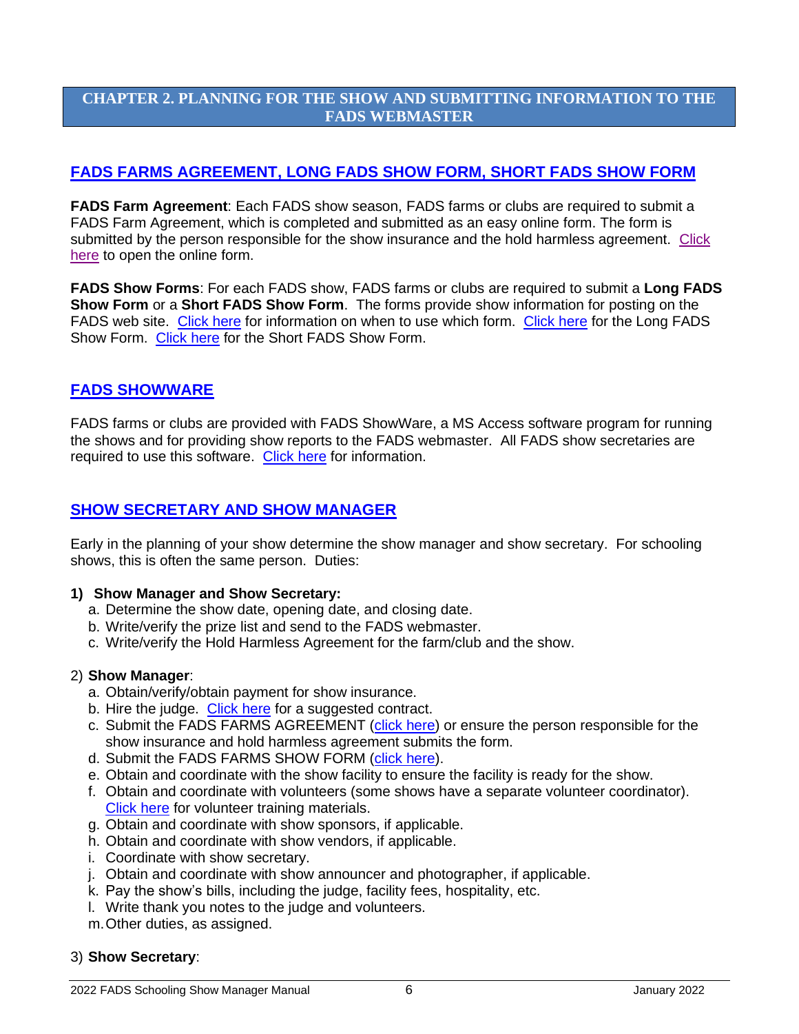# CHAPTER 2. PLANNING FOR THE SHOW AND SUBMITTING INFORMATION TO THE FADS WEBMASTER

## FADS FARMS AGREEMENT, LONG FADS SHOW FORM, SHORT FADS SHOW FORM

**FADS Farm Agreement**: Each FADS show season, FADS farms or clubs are required to submit a FADS Farm Agreement, which is completed and submitted as an easy online form. The form is submitted by the person responsible for the show insurance and the hold harmless agreement. Click here to open the online form.

**FADS Show Forms**: For each FADS show, FADS farms or clubs are required to submit a **Long FADS Show Form** or a **Short FADS Show Form**. The forms provide show information for posting on the FADS web site. Click here for information on when to use which form. Click here for the Long FADS Show Form. Click here for the Short FADS Show Form.

## FADS SHOWWARE

FADS farms or clubs are provided with FADS ShowWare, a MS Access software program for running the shows and for providing show reports to the FADS webmaster. All FADS show secretaries are required to use this software. Click here for information.

## SHOW SECRETARY AND SHOW MANAGER

Early in the planning of your show determine the show manager and show secretary. For schooling shows, this is often the same person. Duties:

**1) Show Manager and Show Secretary:**

a. Determine the show date, opening date, and closing date.
b. Write/verify the prize list and send to the FADS webmaster.
c. Write/verify the Hold Harmless Agreement for the farm/club and the show.

2) **Show Manager**:

a. Obtain/verify/obtain payment for show insurance.
b. Hire the judge. Click here for a suggested contract.
c. Submit the FADS FARMS AGREEMENT (click here) or ensure the person responsible for the show insurance and hold harmless agreement submits the form.
d. Submit the FADS FARMS SHOW FORM (click here).
e. Obtain and coordinate with the show facility to ensure the facility is ready for the show.
f. Obtain and coordinate with volunteers (some shows have a separate volunteer coordinator). Click here for volunteer training materials.
g. Obtain and coordinate with show sponsors, if applicable.
h. Obtain and coordinate with show vendors, if applicable.
i. Coordinate with show secretary.
j. Obtain and coordinate with show announcer and photographer, if applicable.
k. Pay the show's bills, including the judge, facility fees, hospitality, etc.
l. Write thank you notes to the judge and volunteers.
m. Other duties, as assigned.

3) **Show Secretary**: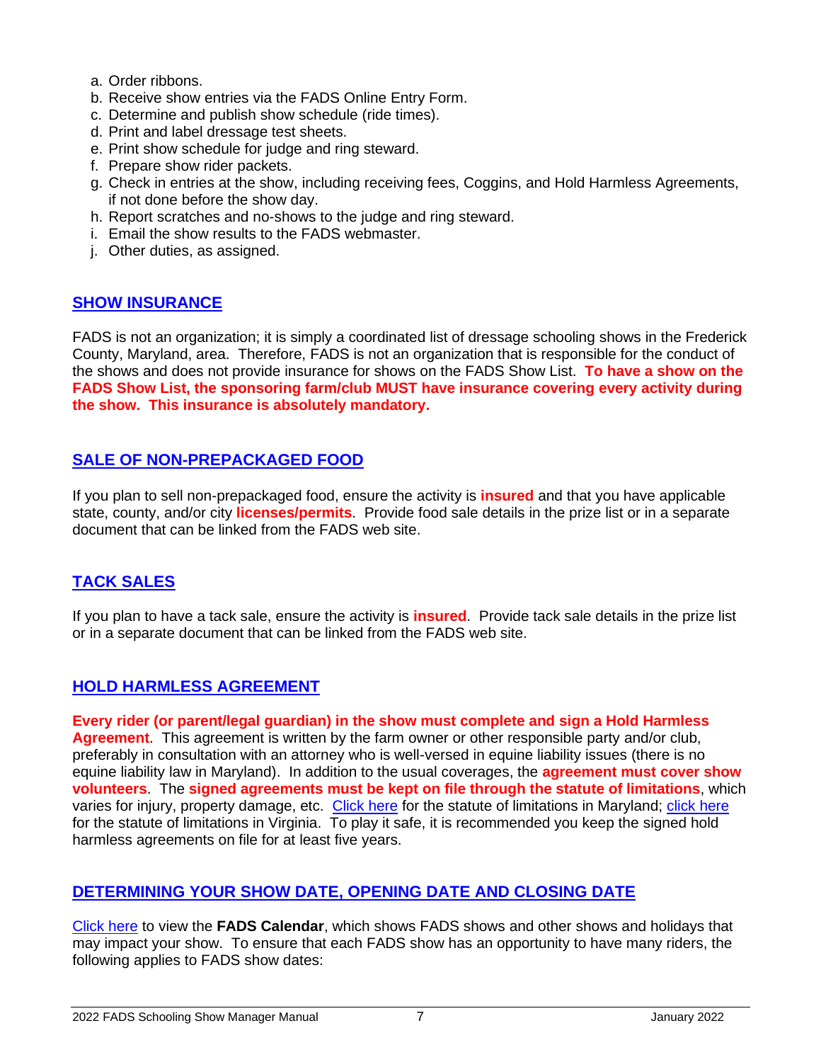a. Order ribbons.
b. Receive show entries via the FADS Online Entry Form.
c. Determine and publish show schedule (ride times).
d. Print and label dressage test sheets.
e. Print show schedule for judge and ring steward.
f. Prepare show rider packets.
g. Check in entries at the show, including receiving fees, Coggins, and Hold Harmless Agreements, if not done before the show day.
h. Report scratches and no-shows to the judge and ring steward.
i. Email the show results to the FADS webmaster.
j. Other duties, as assigned.

## SHOW INSURANCE

FADS is not an organization; it is simply a coordinated list of dressage schooling shows in the Frederick County, Maryland, area. Therefore, FADS is not an organization that is responsible for the conduct of the shows and does not provide insurance for shows on the FADS Show List. **To have a show on the FADS Show List, the sponsoring farm/club MUST have insurance covering every activity during the show. This insurance is absolutely mandatory.**

## SALE OF NON-PREPACKAGED FOOD

If you plan to sell non-prepackaged food, ensure the activity is **insured** and that you have applicable state, county, and/or city **licenses/permits**. Provide food sale details in the prize list or in a separate document that can be linked from the FADS web site.

## TACK SALES

If you plan to have a tack sale, ensure the activity is **insured**. Provide tack sale details in the prize list or in a separate document that can be linked from the FADS web site.

## HOLD HARMLESS AGREEMENT

**Every rider (or parent/legal guardian) in the show must complete and sign a Hold Harmless Agreement**. This agreement is written by the farm owner or other responsible party and/or club, preferably in consultation with an attorney who is well-versed in equine liability issues (there is no equine liability law in Maryland). In addition to the usual coverages, the **agreement must cover show volunteers**. The **signed agreements must be kept on file through the statute of limitations**, which varies for injury, property damage, etc. Click here for the statute of limitations in Maryland; click here for the statute of limitations in Virginia. To play it safe, it is recommended you keep the signed hold harmless agreements on file for at least five years.

## DETERMINING YOUR SHOW DATE, OPENING DATE AND CLOSING DATE

Click here to view the **FADS Calendar**, which shows FADS shows and other shows and holidays that may impact your show. To ensure that each FADS show has an opportunity to have many riders, the following applies to FADS show dates: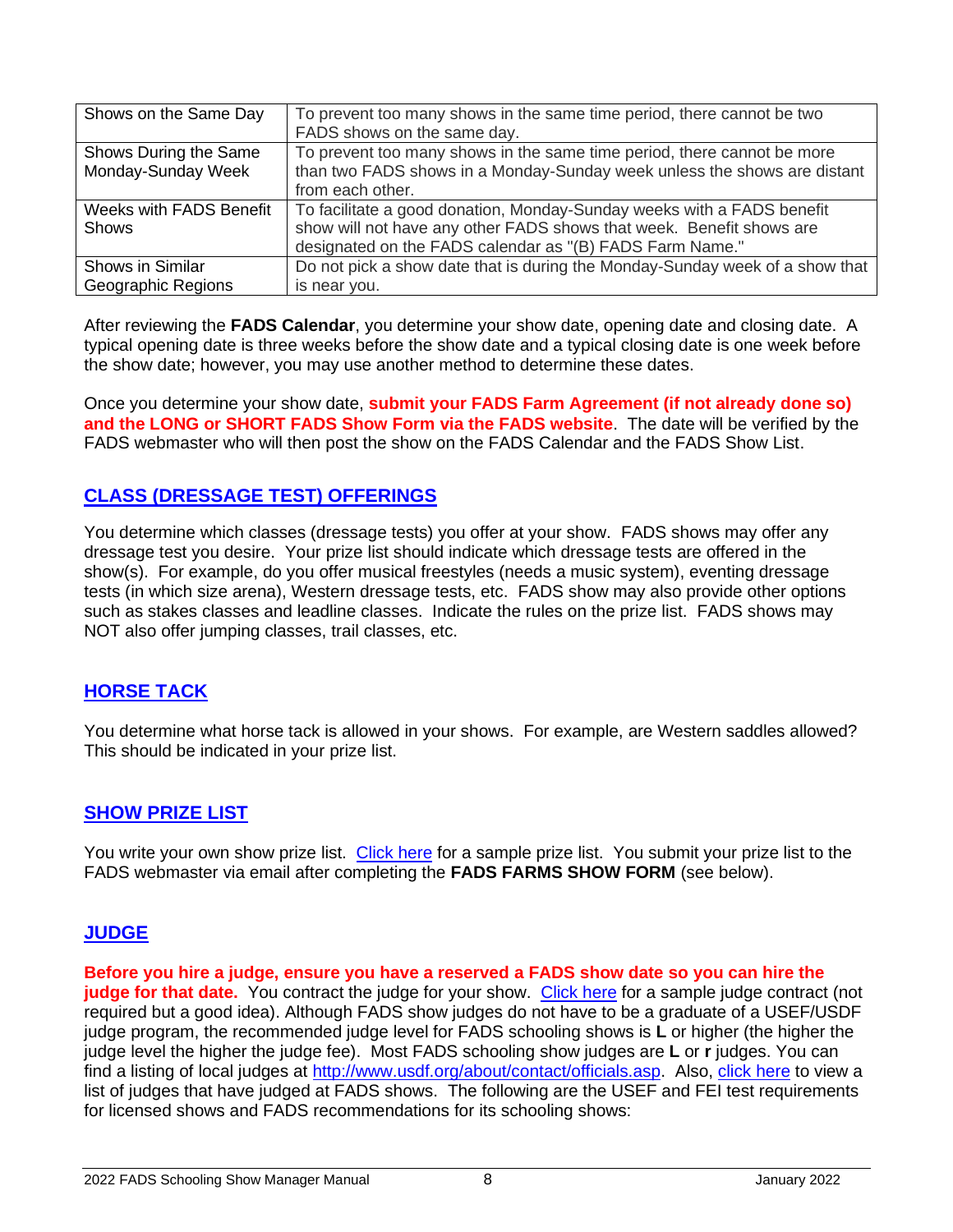| Shows on the Same Day | To prevent too many shows in the same time period, there cannot be two FADS shows on the same day. |
|---|---|
| Shows During the Same Monday-Sunday Week | To prevent too many shows in the same time period, there cannot be more than two FADS shows in a Monday-Sunday week unless the shows are distant from each other. |
| Weeks with FADS Benefit Shows | To facilitate a good donation, Monday-Sunday weeks with a FADS benefit show will not have any other FADS shows that week. Benefit shows are designated on the FADS calendar as "(B) FADS Farm Name." |
| Shows in Similar Geographic Regions | Do not pick a show date that is during the Monday-Sunday week of a show that is near you. |

After reviewing the **FADS Calendar**, you determine your show date, opening date and closing date. A typical opening date is three weeks before the show date and a typical closing date is one week before the show date; however, you may use another method to determine these dates.

Once you determine your show date, **submit your FADS Farm Agreement (if not already done so) and the LONG or SHORT FADS Show Form via the FADS website**. The date will be verified by the FADS webmaster who will then post the show on the FADS Calendar and the FADS Show List.

## CLASS (DRESSAGE TEST) OFFERINGS

You determine which classes (dressage tests) you offer at your show. FADS shows may offer any dressage test you desire. Your prize list should indicate which dressage tests are offered in the show(s). For example, do you offer musical freestyles (needs a music system), eventing dressage tests (in which size arena), Western dressage tests, etc. FADS show may also provide other options such as stakes classes and leadline classes. Indicate the rules on the prize list. FADS shows may NOT also offer jumping classes, trail classes, etc.

## HORSE TACK

You determine what horse tack is allowed in your shows. For example, are Western saddles allowed? This should be indicated in your prize list.

## SHOW PRIZE LIST

You write your own show prize list. Click here for a sample prize list. You submit your prize list to the FADS webmaster via email after completing the **FADS FARMS SHOW FORM** (see below).

## JUDGE

**Before you hire a judge, ensure you have a reserved a FADS show date so you can hire the judge for that date.** You contract the judge for your show. Click here for a sample judge contract (not required but a good idea). Although FADS show judges do not have to be a graduate of a USEF/USDF judge program, the recommended judge level for FADS schooling shows is **L** or higher (the higher the judge level the higher the judge fee). Most FADS schooling show judges are **L** or **r** judges. You can find a listing of local judges at http://www.usdf.org/about/contact/officials.asp. Also, click here to view a list of judges that have judged at FADS shows. The following are the USEF and FEI test requirements for licensed shows and FADS recommendations for its schooling shows: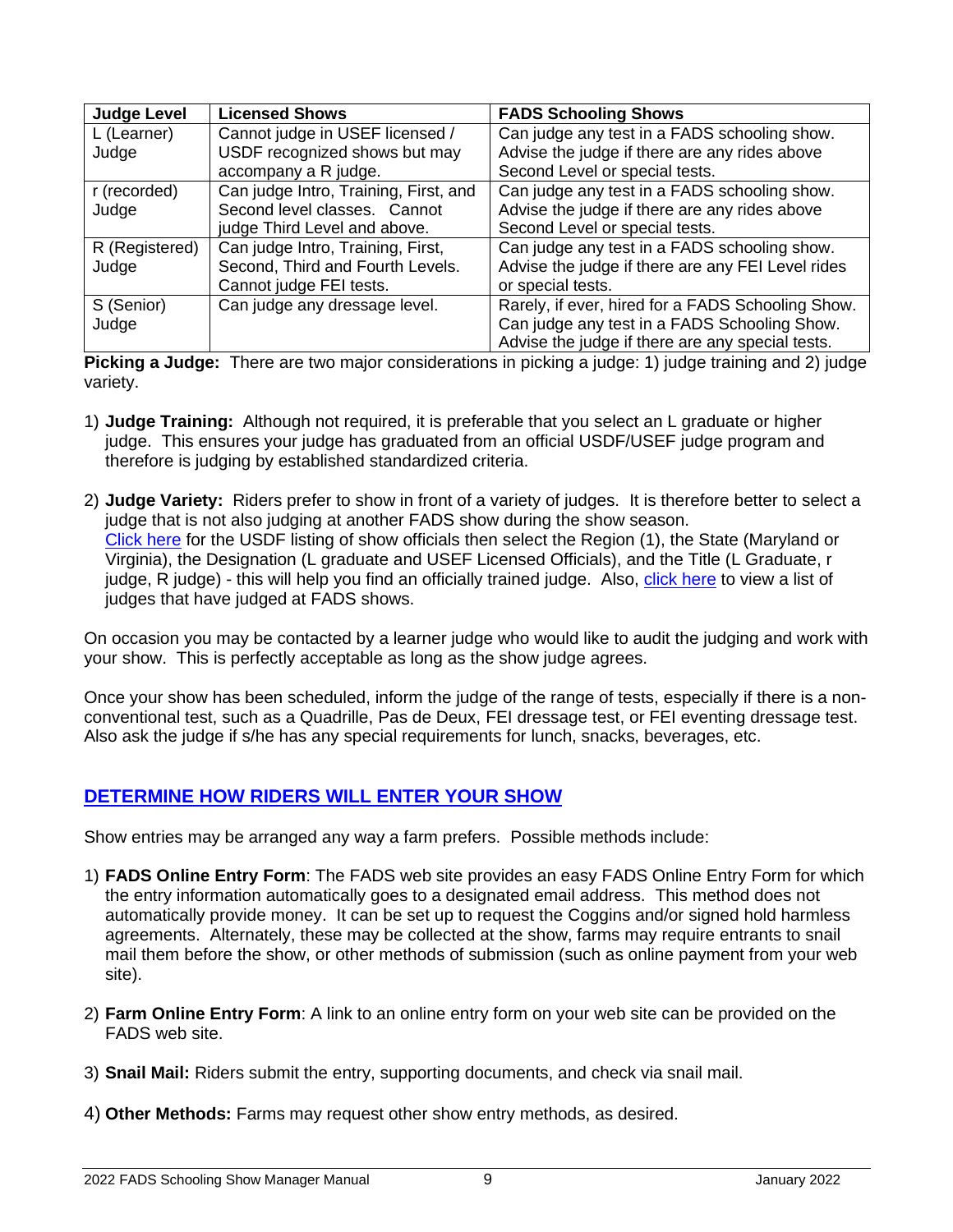| Judge Level | Licensed Shows | FADS Schooling Shows |
|---|---|---|
| L (Learner) Judge | Cannot judge in USEF licensed / USDF recognized shows but may accompany a R judge. | Can judge any test in a FADS schooling show. Advise the judge if there are any rides above Second Level or special tests. |
| r (recorded) Judge | Can judge Intro, Training, First, and Second level classes. Cannot judge Third Level and above. | Can judge any test in a FADS schooling show. Advise the judge if there are any rides above Second Level or special tests. |
| R (Registered) Judge | Can judge Intro, Training, First, Second, Third and Fourth Levels. Cannot judge FEI tests. | Can judge any test in a FADS schooling show. Advise the judge if there are any FEI Level rides or special tests. |
| S (Senior) Judge | Can judge any dressage level. | Rarely, if ever, hired for a FADS Schooling Show. Can judge any test in a FADS Schooling Show. Advise the judge if there are any special tests. |

**Picking a Judge:** There are two major considerations in picking a judge: 1) judge training and 2) judge variety.

1) **Judge Training:** Although not required, it is preferable that you select an L graduate or higher judge. This ensures your judge has graduated from an official USDF/USEF judge program and therefore is judging by established standardized criteria.

2) **Judge Variety:** Riders prefer to show in front of a variety of judges. It is therefore better to select a judge that is not also judging at another FADS show during the show season. Click here for the USDF listing of show officials then select the Region (1), the State (Maryland or Virginia), the Designation (L graduate and USEF Licensed Officials), and the Title (L Graduate, r judge, R judge) - this will help you find an officially trained judge. Also, click here to view a list of judges that have judged at FADS shows.

On occasion you may be contacted by a learner judge who would like to audit the judging and work with your show. This is perfectly acceptable as long as the show judge agrees.

Once your show has been scheduled, inform the judge of the range of tests, especially if there is a non-conventional test, such as a Quadrille, Pas de Deux, FEI dressage test, or FEI eventing dressage test. Also ask the judge if s/he has any special requirements for lunch, snacks, beverages, etc.

## DETERMINE HOW RIDERS WILL ENTER YOUR SHOW

Show entries may be arranged any way a farm prefers. Possible methods include:

1) **FADS Online Entry Form**: The FADS web site provides an easy FADS Online Entry Form for which the entry information automatically goes to a designated email address. This method does not automatically provide money. It can be set up to request the Coggins and/or signed hold harmless agreements. Alternately, these may be collected at the show, farms may require entrants to snail mail them before the show, or other methods of submission (such as online payment from your web site).

2) **Farm Online Entry Form**: A link to an online entry form on your web site can be provided on the FADS web site.

3) **Snail Mail:** Riders submit the entry, supporting documents, and check via snail mail.

4) **Other Methods:** Farms may request other show entry methods, as desired.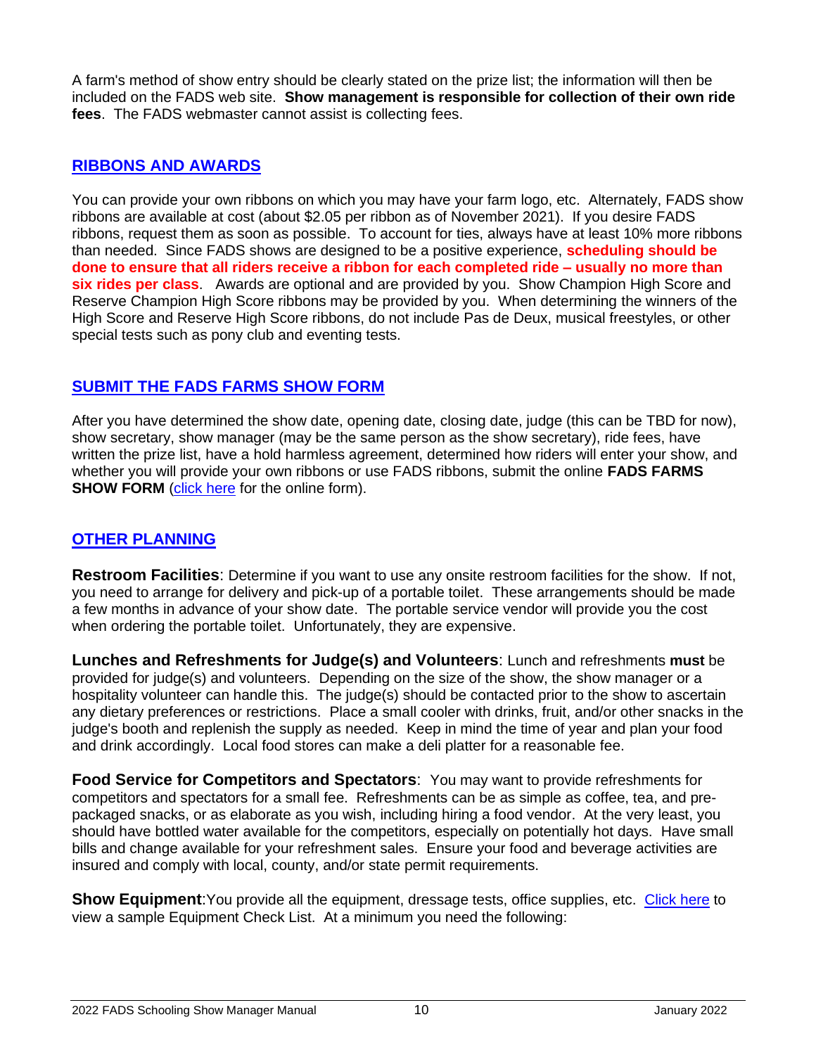A farm's method of show entry should be clearly stated on the prize list; the information will then be included on the FADS web site. **Show management is responsible for collection of their own ride fees**. The FADS webmaster cannot assist is collecting fees.

## RIBBONS AND AWARDS

You can provide your own ribbons on which you may have your farm logo, etc. Alternately, FADS show ribbons are available at cost (about $2.05 per ribbon as of November 2021). If you desire FADS ribbons, request them as soon as possible. To account for ties, always have at least 10% more ribbons than needed. Since FADS shows are designed to be a positive experience, **scheduling should be done to ensure that all riders receive a ribbon for each completed ride – usually no more than six rides per class**. Awards are optional and are provided by you. Show Champion High Score and Reserve Champion High Score ribbons may be provided by you. When determining the winners of the High Score and Reserve High Score ribbons, do not include Pas de Deux, musical freestyles, or other special tests such as pony club and eventing tests.

## SUBMIT THE FADS FARMS SHOW FORM

After you have determined the show date, opening date, closing date, judge (this can be TBD for now), show secretary, show manager (may be the same person as the show secretary), ride fees, have written the prize list, have a hold harmless agreement, determined how riders will enter your show, and whether you will provide your own ribbons or use FADS ribbons, submit the online **FADS FARMS SHOW FORM** (click here for the online form).

## OTHER PLANNING

**Restroom Facilities**: Determine if you want to use any onsite restroom facilities for the show. If not, you need to arrange for delivery and pick-up of a portable toilet. These arrangements should be made a few months in advance of your show date. The portable service vendor will provide you the cost when ordering the portable toilet. Unfortunately, they are expensive.

**Lunches and Refreshments for Judge(s) and Volunteers**: Lunch and refreshments **must** be provided for judge(s) and volunteers. Depending on the size of the show, the show manager or a hospitality volunteer can handle this. The judge(s) should be contacted prior to the show to ascertain any dietary preferences or restrictions. Place a small cooler with drinks, fruit, and/or other snacks in the judge's booth and replenish the supply as needed. Keep in mind the time of year and plan your food and drink accordingly. Local food stores can make a deli platter for a reasonable fee.

**Food Service for Competitors and Spectators**: You may want to provide refreshments for competitors and spectators for a small fee. Refreshments can be as simple as coffee, tea, and pre-packaged snacks, or as elaborate as you wish, including hiring a food vendor. At the very least, you should have bottled water available for the competitors, especially on potentially hot days. Have small bills and change available for your refreshment sales. Ensure your food and beverage activities are insured and comply with local, county, and/or state permit requirements.

**Show Equipment**:You provide all the equipment, dressage tests, office supplies, etc. Click here to view a sample Equipment Check List. At a minimum you need the following: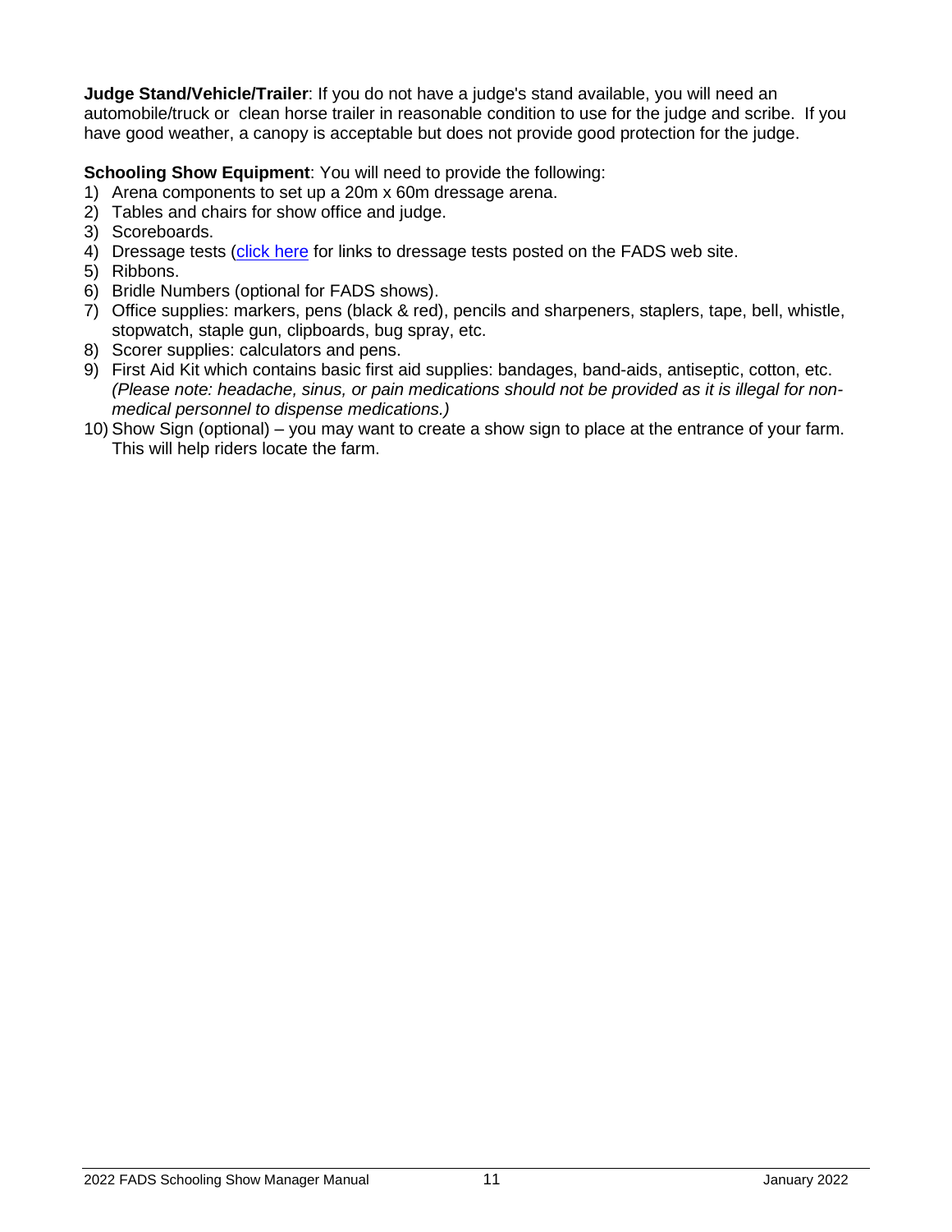**Judge Stand/Vehicle/Trailer**: If you do not have a judge's stand available, you will need an automobile/truck or clean horse trailer in reasonable condition to use for the judge and scribe. If you have good weather, a canopy is acceptable but does not provide good protection for the judge.

**Schooling Show Equipment**: You will need to provide the following:

1) Arena components to set up a 20m x 60m dressage arena.
2) Tables and chairs for show office and judge.
3) Scoreboards.
4) Dressage tests (click here for links to dressage tests posted on the FADS web site.
5) Ribbons.
6) Bridle Numbers (optional for FADS shows).
7) Office supplies: markers, pens (black & red), pencils and sharpeners, staplers, tape, bell, whistle, stopwatch, staple gun, clipboards, bug spray, etc.
8) Scorer supplies: calculators and pens.
9) First Aid Kit which contains basic first aid supplies: bandages, band-aids, antiseptic, cotton, etc. *(Please note: headache, sinus, or pain medications should not be provided as it is illegal for non-medical personnel to dispense medications.)*
10) Show Sign (optional) – you may want to create a show sign to place at the entrance of your farm. This will help riders locate the farm.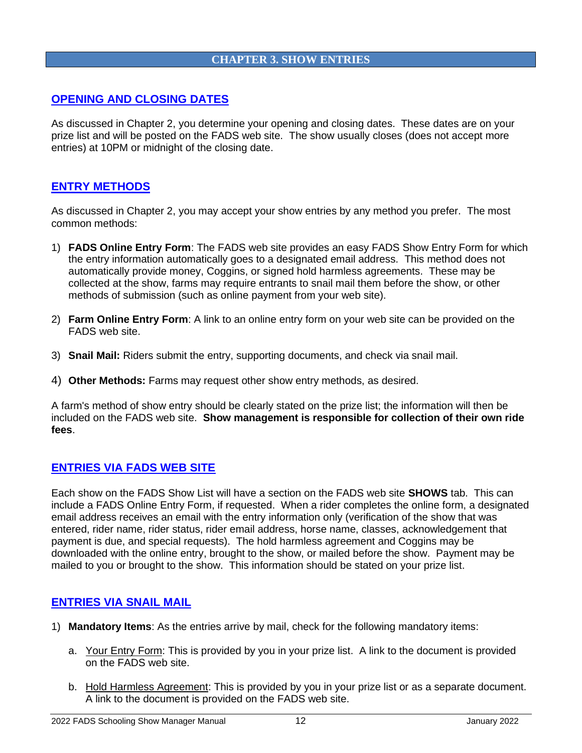# CHAPTER 3. SHOW ENTRIES

## OPENING AND CLOSING DATES

As discussed in Chapter 2, you determine your opening and closing dates. These dates are on your prize list and will be posted on the FADS web site. The show usually closes (does not accept more entries) at 10PM or midnight of the closing date.

## ENTRY METHODS

As discussed in Chapter 2, you may accept your show entries by any method you prefer. The most common methods:

1) **FADS Online Entry Form**: The FADS web site provides an easy FADS Show Entry Form for which the entry information automatically goes to a designated email address. This method does not automatically provide money, Coggins, or signed hold harmless agreements. These may be collected at the show, farms may require entrants to snail mail them before the show, or other methods of submission (such as online payment from your web site).

2) **Farm Online Entry Form**: A link to an online entry form on your web site can be provided on the FADS web site.

3) **Snail Mail:** Riders submit the entry, supporting documents, and check via snail mail.

4) **Other Methods:** Farms may request other show entry methods, as desired.

A farm's method of show entry should be clearly stated on the prize list; the information will then be included on the FADS web site. **Show management is responsible for collection of their own ride fees**.

## ENTRIES VIA FADS WEB SITE

Each show on the FADS Show List will have a section on the FADS web site **SHOWS** tab. This can include a FADS Online Entry Form, if requested. When a rider completes the online form, a designated email address receives an email with the entry information only (verification of the show that was entered, rider name, rider status, rider email address, horse name, classes, acknowledgement that payment is due, and special requests). The hold harmless agreement and Coggins may be downloaded with the online entry, brought to the show, or mailed before the show. Payment may be mailed to you or brought to the show. This information should be stated on your prize list.

## ENTRIES VIA SNAIL MAIL

1) **Mandatory Items**: As the entries arrive by mail, check for the following mandatory items:

    a. Your Entry Form: This is provided by you in your prize list. A link to the document is provided on the FADS web site.

    b. Hold Harmless Agreement: This is provided by you in your prize list or as a separate document. A link to the document is provided on the FADS web site.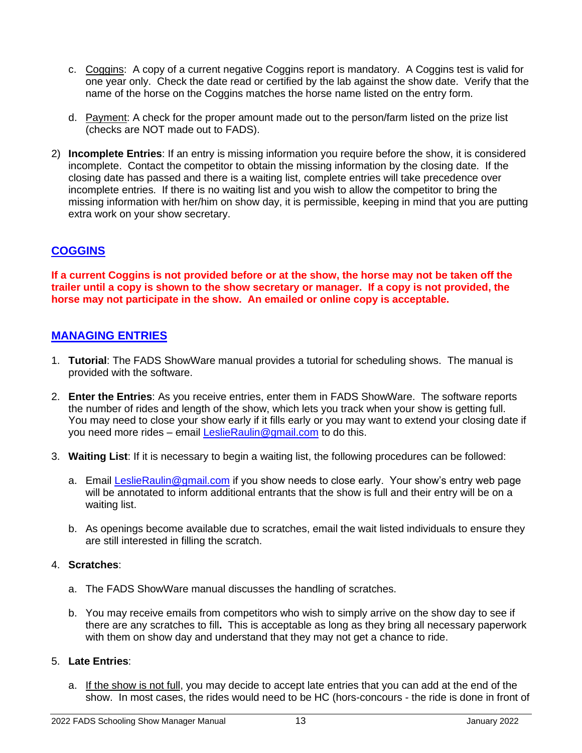c. Coggins: A copy of a current negative Coggins report is mandatory. A Coggins test is valid for one year only. Check the date read or certified by the lab against the show date. Verify that the name of the horse on the Coggins matches the horse name listed on the entry form.

   d. Payment: A check for the proper amount made out to the person/farm listed on the prize list (checks are NOT made out to FADS).

2) **Incomplete Entries**: If an entry is missing information you require before the show, it is considered incomplete. Contact the competitor to obtain the missing information by the closing date. If the closing date has passed and there is a waiting list, complete entries will take precedence over incomplete entries. If there is no waiting list and you wish to allow the competitor to bring the missing information with her/him on show day, it is permissible, keeping in mind that you are putting extra work on your show secretary.

## COGGINS

**If a current Coggins is not provided before or at the show, the horse may not be taken off the trailer until a copy is shown to the show secretary or manager. If a copy is not provided, the horse may not participate in the show. An emailed or online copy is acceptable.**

## MANAGING ENTRIES

1. **Tutorial**: The FADS ShowWare manual provides a tutorial for scheduling shows. The manual is provided with the software.

2. **Enter the Entries**: As you receive entries, enter them in FADS ShowWare. The software reports the number of rides and length of the show, which lets you track when your show is getting full. You may need to close your show early if it fills early or you may want to extend your closing date if you need more rides – email LeslieRaulin@gmail.com to do this.

3. **Waiting List**: If it is necessary to begin a waiting list, the following procedures can be followed:

   a. Email LeslieRaulin@gmail.com if you show needs to close early. Your show's entry web page will be annotated to inform additional entrants that the show is full and their entry will be on a waiting list.

   b. As openings become available due to scratches, email the wait listed individuals to ensure they are still interested in filling the scratch.

4. **Scratches**:

   a. The FADS ShowWare manual discusses the handling of scratches.

   b. You may receive emails from competitors who wish to simply arrive on the show day to see if there are any scratches to fill. This is acceptable as long as they bring all necessary paperwork with them on show day and understand that they may not get a chance to ride.

5. **Late Entries**:

   a. If the show is not full, you may decide to accept late entries that you can add at the end of the show. In most cases, the rides would need to be HC (hors-concours - the ride is done in front of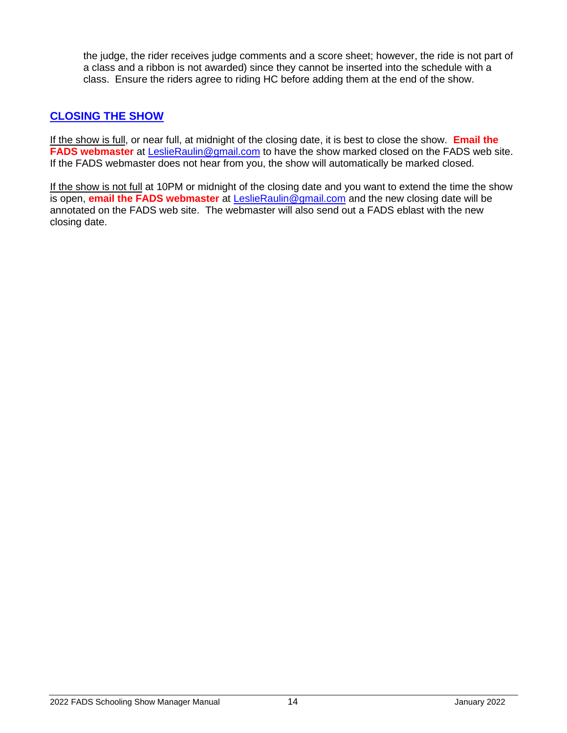the judge, the rider receives judge comments and a score sheet; however, the ride is not part of a class and a ribbon is not awarded) since they cannot be inserted into the schedule with a class. Ensure the riders agree to riding HC before adding them at the end of the show.

## CLOSING THE SHOW

If the show is full, or near full, at midnight of the closing date, it is best to close the show. **Email the FADS webmaster** at LeslieRaulin@gmail.com to have the show marked closed on the FADS web site. If the FADS webmaster does not hear from you, the show will automatically be marked closed.

If the show is not full at 10PM or midnight of the closing date and you want to extend the time the show is open, **email the FADS webmaster** at LeslieRaulin@gmail.com and the new closing date will be annotated on the FADS web site. The webmaster will also send out a FADS eblast with the new closing date.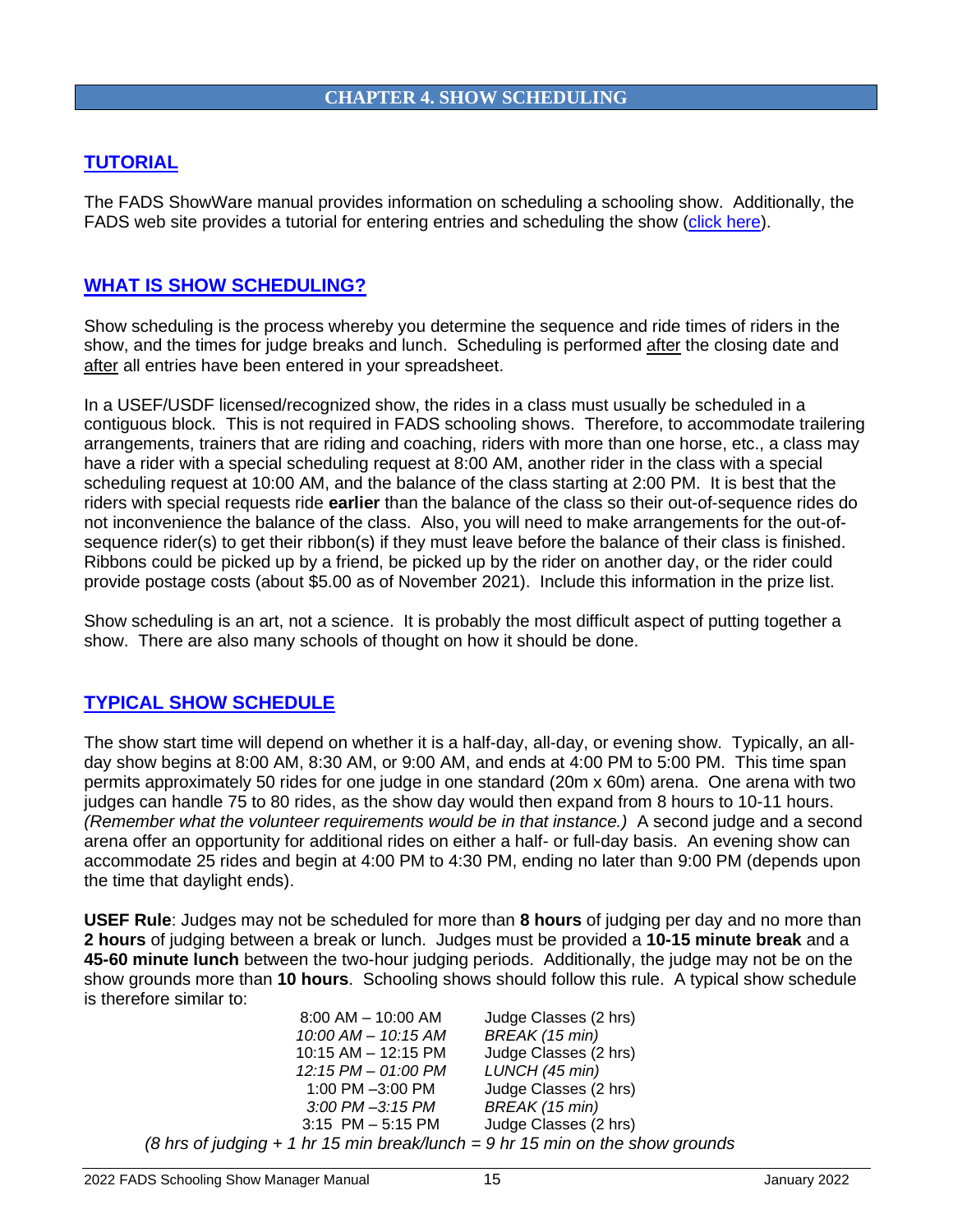# CHAPTER 4. SHOW SCHEDULING

## TUTORIAL

The FADS ShowWare manual provides information on scheduling a schooling show. Additionally, the FADS web site provides a tutorial for entering entries and scheduling the show (click here).

## WHAT IS SHOW SCHEDULING?

Show scheduling is the process whereby you determine the sequence and ride times of riders in the show, and the times for judge breaks and lunch. Scheduling is performed after the closing date and after all entries have been entered in your spreadsheet.

In a USEF/USDF licensed/recognized show, the rides in a class must usually be scheduled in a contiguous block. This is not required in FADS schooling shows. Therefore, to accommodate trailering arrangements, trainers that are riding and coaching, riders with more than one horse, etc., a class may have a rider with a special scheduling request at 8:00 AM, another rider in the class with a special scheduling request at 10:00 AM, and the balance of the class starting at 2:00 PM. It is best that the riders with special requests ride **earlier** than the balance of the class so their out-of-sequence rides do not inconvenience the balance of the class. Also, you will need to make arrangements for the out-of-sequence rider(s) to get their ribbon(s) if they must leave before the balance of their class is finished. Ribbons could be picked up by a friend, be picked up by the rider on another day, or the rider could provide postage costs (about $5.00 as of November 2021). Include this information in the prize list.

Show scheduling is an art, not a science. It is probably the most difficult aspect of putting together a show. There are also many schools of thought on how it should be done.

## TYPICAL SHOW SCHEDULE

The show start time will depend on whether it is a half-day, all-day, or evening show. Typically, an all-day show begins at 8:00 AM, 8:30 AM, or 9:00 AM, and ends at 4:00 PM to 5:00 PM. This time span permits approximately 50 rides for one judge in one standard (20m x 60m) arena. One arena with two judges can handle 75 to 80 rides, as the show day would then expand from 8 hours to 10-11 hours. *(Remember what the volunteer requirements would be in that instance.)* A second judge and a second arena offer an opportunity for additional rides on either a half- or full-day basis. An evening show can accommodate 25 rides and begin at 4:00 PM to 4:30 PM, ending no later than 9:00 PM (depends upon the time that daylight ends).

**USEF Rule**: Judges may not be scheduled for more than **8 hours** of judging per day and no more than **2 hours** of judging between a break or lunch. Judges must be provided a **10-15 minute break** and a **45-60 minute lunch** between the two-hour judging periods. Additionally, the judge may not be on the show grounds more than **10 hours**. Schooling shows should follow this rule. A typical show schedule is therefore similar to:

| | |
|---|---|
| 8:00 AM – 10:00 AM | Judge Classes (2 hrs) |
| *10:00 AM – 10:15 AM* | *BREAK (15 min)* |
| 10:15 AM – 12:15 PM | Judge Classes (2 hrs) |
| *12:15 PM – 01:00 PM* | *LUNCH (45 min)* |
| 1:00 PM –3:00 PM | Judge Classes (2 hrs) |
| *3:00 PM –3:15 PM* | *BREAK (15 min)* |
| 3:15 PM – 5:15 PM | Judge Classes (2 hrs) |

*(8 hrs of judging + 1 hr 15 min break/lunch = 9 hr 15 min on the show grounds*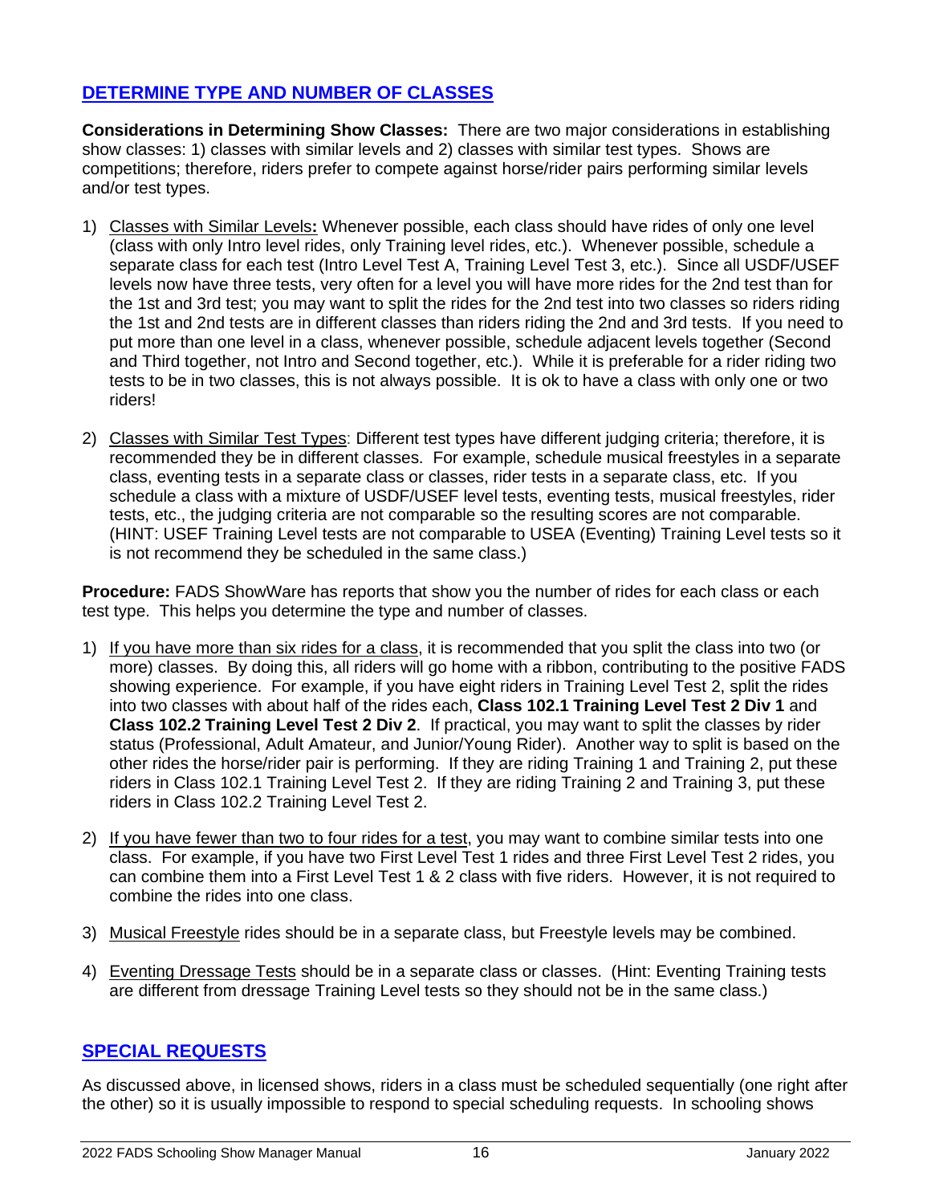## DETERMINE TYPE AND NUMBER OF CLASSES

**Considerations in Determining Show Classes:** There are two major considerations in establishing show classes: 1) classes with similar levels and 2) classes with similar test types. Shows are competitions; therefore, riders prefer to compete against horse/rider pairs performing similar levels and/or test types.

1) Classes with Similar Levels**:** Whenever possible, each class should have rides of only one level (class with only Intro level rides, only Training level rides, etc.). Whenever possible, schedule a separate class for each test (Intro Level Test A, Training Level Test 3, etc.). Since all USDF/USEF levels now have three tests, very often for a level you will have more rides for the 2nd test than for the 1st and 3rd test; you may want to split the rides for the 2nd test into two classes so riders riding the 1st and 2nd tests are in different classes than riders riding the 2nd and 3rd tests. If you need to put more than one level in a class, whenever possible, schedule adjacent levels together (Second and Third together, not Intro and Second together, etc.). While it is preferable for a rider riding two tests to be in two classes, this is not always possible. It is ok to have a class with only one or two riders!

2) Classes with Similar Test Types: Different test types have different judging criteria; therefore, it is recommended they be in different classes. For example, schedule musical freestyles in a separate class, eventing tests in a separate class or classes, rider tests in a separate class, etc. If you schedule a class with a mixture of USDF/USEF level tests, eventing tests, musical freestyles, rider tests, etc., the judging criteria are not comparable so the resulting scores are not comparable. (HINT: USEF Training Level tests are not comparable to USEA (Eventing) Training Level tests so it is not recommend they be scheduled in the same class.)

**Procedure:** FADS ShowWare has reports that show you the number of rides for each class or each test type. This helps you determine the type and number of classes.

1) If you have more than six rides for a class, it is recommended that you split the class into two (or more) classes. By doing this, all riders will go home with a ribbon, contributing to the positive FADS showing experience. For example, if you have eight riders in Training Level Test 2, split the rides into two classes with about half of the rides each, **Class 102.1 Training Level Test 2 Div 1** and **Class 102.2 Training Level Test 2 Div 2**. If practical, you may want to split the classes by rider status (Professional, Adult Amateur, and Junior/Young Rider). Another way to split is based on the other rides the horse/rider pair is performing. If they are riding Training 1 and Training 2, put these riders in Class 102.1 Training Level Test 2. If they are riding Training 2 and Training 3, put these riders in Class 102.2 Training Level Test 2.

2) If you have fewer than two to four rides for a test, you may want to combine similar tests into one class. For example, if you have two First Level Test 1 rides and three First Level Test 2 rides, you can combine them into a First Level Test 1 & 2 class with five riders. However, it is not required to combine the rides into one class.

3) Musical Freestyle rides should be in a separate class, but Freestyle levels may be combined.

4) Eventing Dressage Tests should be in a separate class or classes. (Hint: Eventing Training tests are different from dressage Training Level tests so they should not be in the same class.)

## SPECIAL REQUESTS

As discussed above, in licensed shows, riders in a class must be scheduled sequentially (one right after the other) so it is usually impossible to respond to special scheduling requests. In schooling shows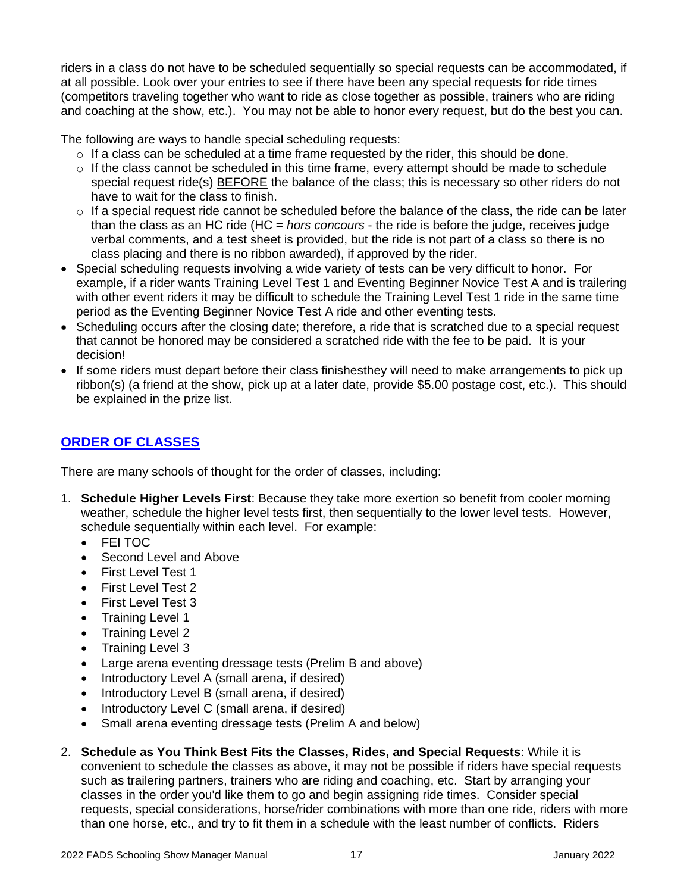riders in a class do not have to be scheduled sequentially so special requests can be accommodated, if at all possible. Look over your entries to see if there have been any special requests for ride times (competitors traveling together who want to ride as close together as possible, trainers who are riding and coaching at the show, etc.). You may not be able to honor every request, but do the best you can.

The following are ways to handle special scheduling requests:

- If a class can be scheduled at a time frame requested by the rider, this should be done.
- If the class cannot be scheduled in this time frame, every attempt should be made to schedule special request ride(s) BEFORE the balance of the class; this is necessary so other riders do not have to wait for the class to finish.
- If a special request ride cannot be scheduled before the balance of the class, the ride can be later than the class as an HC ride (HC = *hors concours* - the ride is before the judge, receives judge verbal comments, and a test sheet is provided, but the ride is not part of a class so there is no class placing and there is no ribbon awarded), if approved by the rider.

- Special scheduling requests involving a wide variety of tests can be very difficult to honor. For example, if a rider wants Training Level Test 1 and Eventing Beginner Novice Test A and is trailering with other event riders it may be difficult to schedule the Training Level Test 1 ride in the same time period as the Eventing Beginner Novice Test A ride and other eventing tests.
- Scheduling occurs after the closing date; therefore, a ride that is scratched due to a special request that cannot be honored may be considered a scratched ride with the fee to be paid. It is your decision!
- If some riders must depart before their class finishesthey will need to make arrangements to pick up ribbon(s) (a friend at the show, pick up at a later date, provide $5.00 postage cost, etc.). This should be explained in the prize list.

## ORDER OF CLASSES

There are many schools of thought for the order of classes, including:

1. **Schedule Higher Levels First**: Because they take more exertion so benefit from cooler morning weather, schedule the higher level tests first, then sequentially to the lower level tests. However, schedule sequentially within each level. For example:
   - FEI TOC
   - Second Level and Above
   - First Level Test 1
   - First Level Test 2
   - First Level Test 3
   - Training Level 1
   - Training Level 2
   - Training Level 3
   - Large arena eventing dressage tests (Prelim B and above)
   - Introductory Level A (small arena, if desired)
   - Introductory Level B (small arena, if desired)
   - Introductory Level C (small arena, if desired)
   - Small arena eventing dressage tests (Prelim A and below)

2. **Schedule as You Think Best Fits the Classes, Rides, and Special Requests**: While it is convenient to schedule the classes as above, it may not be possible if riders have special requests such as trailering partners, trainers who are riding and coaching, etc. Start by arranging your classes in the order you'd like them to go and begin assigning ride times. Consider special requests, special considerations, horse/rider combinations with more than one ride, riders with more than one horse, etc., and try to fit them in a schedule with the least number of conflicts. Riders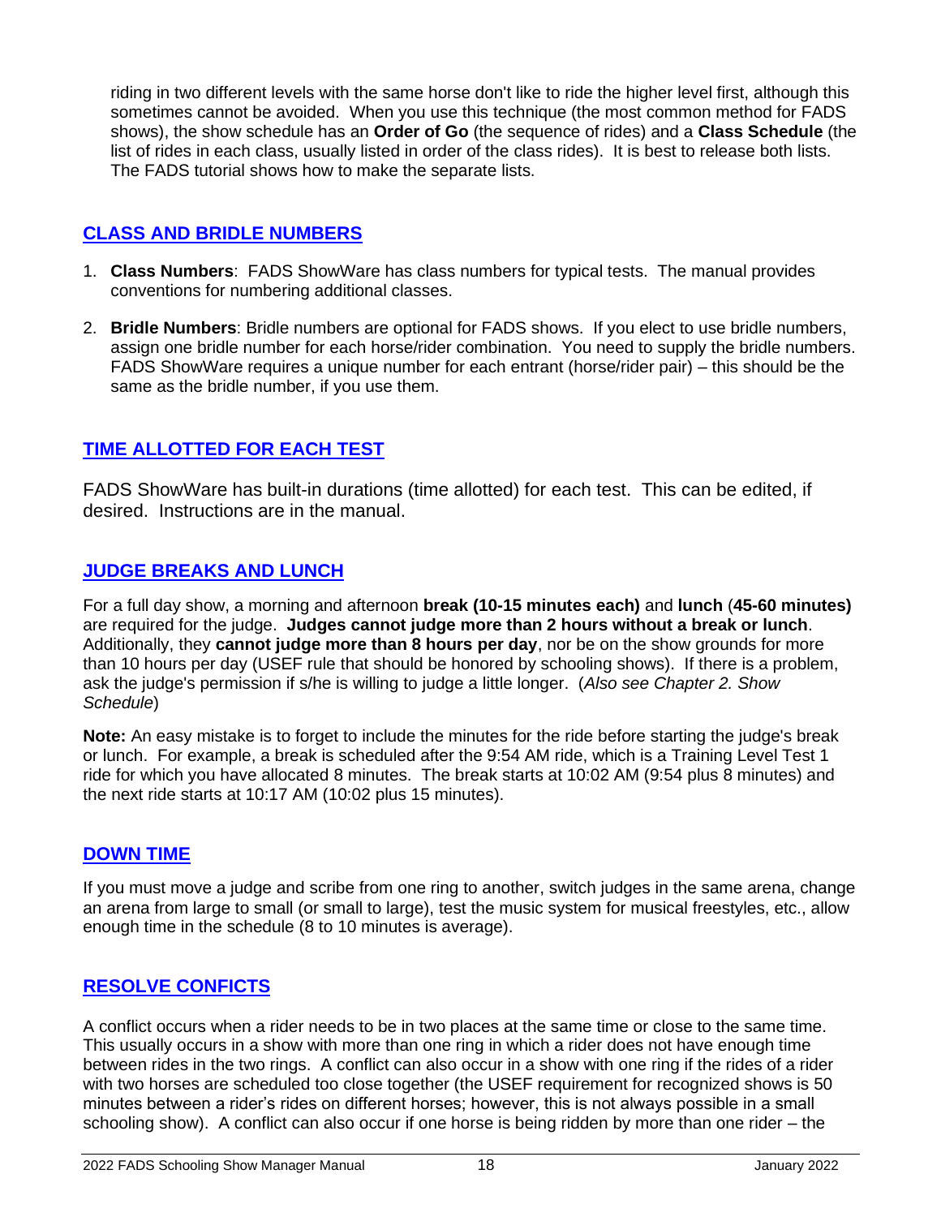riding in two different levels with the same horse don't like to ride the higher level first, although this sometimes cannot be avoided. When you use this technique (the most common method for FADS shows), the show schedule has an **Order of Go** (the sequence of rides) and a **Class Schedule** (the list of rides in each class, usually listed in order of the class rides). It is best to release both lists. The FADS tutorial shows how to make the separate lists.

## CLASS AND BRIDLE NUMBERS

1. **Class Numbers**: FADS ShowWare has class numbers for typical tests. The manual provides conventions for numbering additional classes.
2. **Bridle Numbers**: Bridle numbers are optional for FADS shows. If you elect to use bridle numbers, assign one bridle number for each horse/rider combination. You need to supply the bridle numbers. FADS ShowWare requires a unique number for each entrant (horse/rider pair) – this should be the same as the bridle number, if you use them.

## TIME ALLOTTED FOR EACH TEST

FADS ShowWare has built-in durations (time allotted) for each test. This can be edited, if desired. Instructions are in the manual.

## JUDGE BREAKS AND LUNCH

For a full day show, a morning and afternoon **break (10-15 minutes each)** and **lunch** (**45-60 minutes)** are required for the judge. **Judges cannot judge more than 2 hours without a break or lunch**. Additionally, they **cannot judge more than 8 hours per day**, nor be on the show grounds for more than 10 hours per day (USEF rule that should be honored by schooling shows). If there is a problem, ask the judge's permission if s/he is willing to judge a little longer. (*Also see Chapter 2. Show Schedule*)

**Note:** An easy mistake is to forget to include the minutes for the ride before starting the judge's break or lunch. For example, a break is scheduled after the 9:54 AM ride, which is a Training Level Test 1 ride for which you have allocated 8 minutes. The break starts at 10:02 AM (9:54 plus 8 minutes) and the next ride starts at 10:17 AM (10:02 plus 15 minutes).

## DOWN TIME

If you must move a judge and scribe from one ring to another, switch judges in the same arena, change an arena from large to small (or small to large), test the music system for musical freestyles, etc., allow enough time in the schedule (8 to 10 minutes is average).

## RESOLVE CONFICTS

A conflict occurs when a rider needs to be in two places at the same time or close to the same time. This usually occurs in a show with more than one ring in which a rider does not have enough time between rides in the two rings. A conflict can also occur in a show with one ring if the rides of a rider with two horses are scheduled too close together (the USEF requirement for recognized shows is 50 minutes between a rider's rides on different horses; however, this is not always possible in a small schooling show). A conflict can also occur if one horse is being ridden by more than one rider – the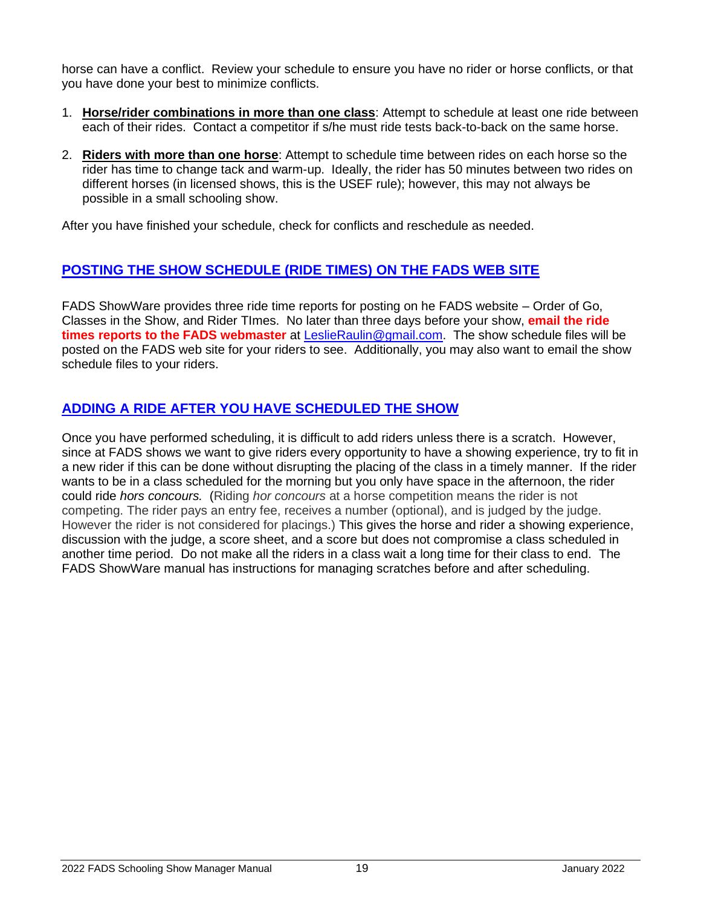horse can have a conflict. Review your schedule to ensure you have no rider or horse conflicts, or that you have done your best to minimize conflicts.

1. **Horse/rider combinations in more than one class**: Attempt to schedule at least one ride between each of their rides. Contact a competitor if s/he must ride tests back-to-back on the same horse.
2. **Riders with more than one horse**: Attempt to schedule time between rides on each horse so the rider has time to change tack and warm-up. Ideally, the rider has 50 minutes between two rides on different horses (in licensed shows, this is the USEF rule); however, this may not always be possible in a small schooling show.

After you have finished your schedule, check for conflicts and reschedule as needed.

## POSTING THE SHOW SCHEDULE (RIDE TIMES) ON THE FADS WEB SITE

FADS ShowWare provides three ride time reports for posting on he FADS website – Order of Go, Classes in the Show, and Rider TImes. No later than three days before your show, **email the ride times reports to the FADS webmaster** at LeslieRaulin@gmail.com. The show schedule files will be posted on the FADS web site for your riders to see. Additionally, you may also want to email the show schedule files to your riders.

## ADDING A RIDE AFTER YOU HAVE SCHEDULED THE SHOW

Once you have performed scheduling, it is difficult to add riders unless there is a scratch. However, since at FADS shows we want to give riders every opportunity to have a showing experience, try to fit in a new rider if this can be done without disrupting the placing of the class in a timely manner. If the rider wants to be in a class scheduled for the morning but you only have space in the afternoon, the rider could ride *hors concours.* (Riding *hor concours* at a horse competition means the rider is not competing. The rider pays an entry fee, receives a number (optional), and is judged by the judge. However the rider is not considered for placings.) This gives the horse and rider a showing experience, discussion with the judge, a score sheet, and a score but does not compromise a class scheduled in another time period. Do not make all the riders in a class wait a long time for their class to end. The FADS ShowWare manual has instructions for managing scratches before and after scheduling.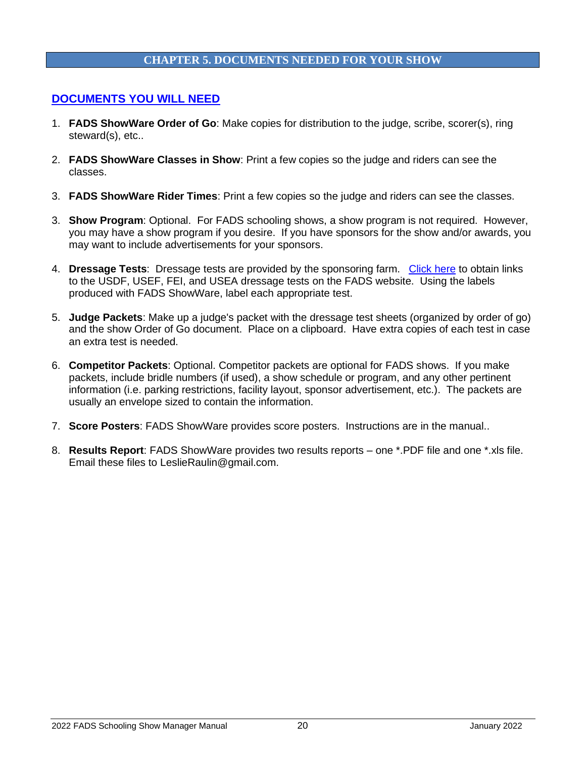# CHAPTER 5. DOCUMENTS NEEDED FOR YOUR SHOW

## DOCUMENTS YOU WILL NEED

1. **FADS ShowWare Order of Go**: Make copies for distribution to the judge, scribe, scorer(s), ring steward(s), etc..

2. **FADS ShowWare Classes in Show**: Print a few copies so the judge and riders can see the classes.

3. **FADS ShowWare Rider Times**: Print a few copies so the judge and riders can see the classes.

3. **Show Program**: Optional. For FADS schooling shows, a show program is not required. However, you may have a show program if you desire. If you have sponsors for the show and/or awards, you may want to include advertisements for your sponsors.

4. **Dressage Tests**: Dressage tests are provided by the sponsoring farm. Click here to obtain links to the USDF, USEF, FEI, and USEA dressage tests on the FADS website. Using the labels produced with FADS ShowWare, label each appropriate test.

5. **Judge Packets**: Make up a judge's packet with the dressage test sheets (organized by order of go) and the show Order of Go document. Place on a clipboard. Have extra copies of each test in case an extra test is needed.

6. **Competitor Packets**: Optional. Competitor packets are optional for FADS shows. If you make packets, include bridle numbers (if used), a show schedule or program, and any other pertinent information (i.e. parking restrictions, facility layout, sponsor advertisement, etc.). The packets are usually an envelope sized to contain the information.

7. **Score Posters**: FADS ShowWare provides score posters. Instructions are in the manual..

8. **Results Report**: FADS ShowWare provides two results reports – one *.PDF file and one *.xls file. Email these files to LeslieRaulin@gmail.com.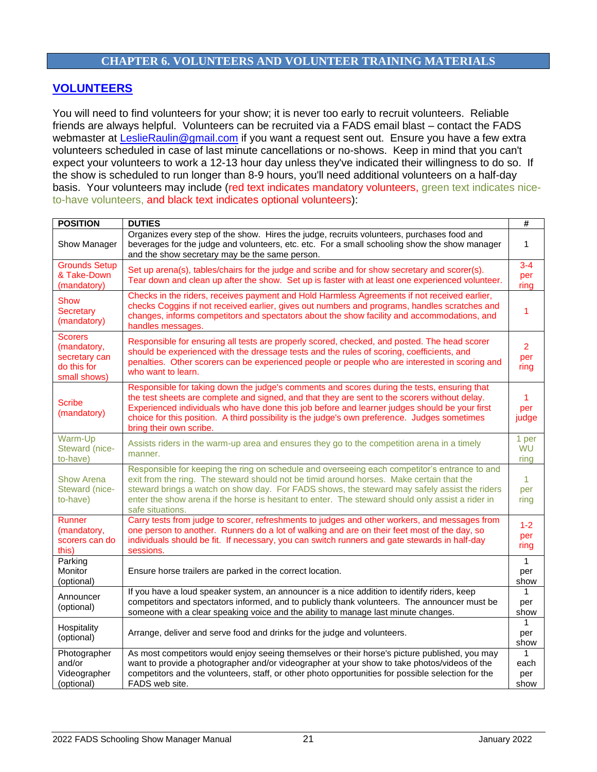## CHAPTER 6. VOLUNTEERS AND VOLUNTEER TRAINING MATERIALS

### VOLUNTEERS

You will need to find volunteers for your show; it is never too early to recruit volunteers. Reliable friends are always helpful. Volunteers can be recruited via a FADS email blast – contact the FADS webmaster at LeslieRaulin@gmail.com if you want a request sent out. Ensure you have a few extra volunteers scheduled in case of last minute cancellations or no-shows. Keep in mind that you can't expect your volunteers to work a 12-13 hour day unless they've indicated their willingness to do so. If the show is scheduled to run longer than 8-9 hours, you'll need additional volunteers on a half-day basis. Your volunteers may include (red text indicates mandatory volunteers, green text indicates nice-to-have volunteers, and black text indicates optional volunteers):

| POSITION | DUTIES | # |
|---|---|---|
| Show Manager | Organizes every step of the show. Hires the judge, recruits volunteers, purchases food and beverages for the judge and volunteers, etc. etc. For a small schooling show the show manager and the show secretary may be the same person. | 1 |
| Grounds Setup & Take-Down (mandatory) | Set up arena(s), tables/chairs for the judge and scribe and for show secretary and scorer(s). Tear down and clean up after the show. Set up is faster with at least one experienced volunteer. | 3-4 per ring |
| Show Secretary (mandatory) | Checks in the riders, receives payment and Hold Harmless Agreements if not received earlier, checks Coggins if not received earlier, gives out numbers and programs, handles scratches and changes, informs competitors and spectators about the show facility and accommodations, and handles messages. | 1 |
| Scorers (mandatory, secretary can do this for small shows) | Responsible for ensuring all tests are properly scored, checked, and posted. The head scorer should be experienced with the dressage tests and the rules of scoring, coefficients, and penalties. Other scorers can be experienced people or people who are interested in scoring and who want to learn. | 2 per ring |
| Scribe (mandatory) | Responsible for taking down the judge's comments and scores during the tests, ensuring that the test sheets are complete and signed, and that they are sent to the scorers without delay. Experienced individuals who have done this job before and learner judges should be your first choice for this position. A third possibility is the judge's own preference. Judges sometimes bring their own scribe. | 1 per judge |
| Warm-Up Steward (nice-to-have) | Assists riders in the warm-up area and ensures they go to the competition arena in a timely manner. | 1 per WU ring |
| Show Arena Steward (nice-to-have) | Responsible for keeping the ring on schedule and overseeing each competitor's entrance to and exit from the ring. The steward should not be timid around horses. Make certain that the steward brings a watch on show day. For FADS shows, the steward may safely assist the riders enter the show arena if the horse is hesitant to enter. The steward should only assist a rider in safe situations. | 1 per ring |
| Runner (mandatory, scorers can do this) | Carry tests from judge to scorer, refreshments to judges and other workers, and messages from one person to another. Runners do a lot of walking and are on their feet most of the day, so individuals should be fit. If necessary, you can switch runners and gate stewards in half-day sessions. | 1-2 per ring |
| Parking Monitor (optional) | Ensure horse trailers are parked in the correct location. | 1 per show |
| Announcer (optional) | If you have a loud speaker system, an announcer is a nice addition to identify riders, keep competitors and spectators informed, and to publicly thank volunteers. The announcer must be someone with a clear speaking voice and the ability to manage last minute changes. | 1 per show |
| Hospitality (optional) | Arrange, deliver and serve food and drinks for the judge and volunteers. | 1 per show |
| Photographer and/or Videographer (optional) | As most competitors would enjoy seeing themselves or their horse's picture published, you may want to provide a photographer and/or videographer at your show to take photos/videos of the competitors and the volunteers, staff, or other photo opportunities for possible selection for the FADS web site. | 1 each per show |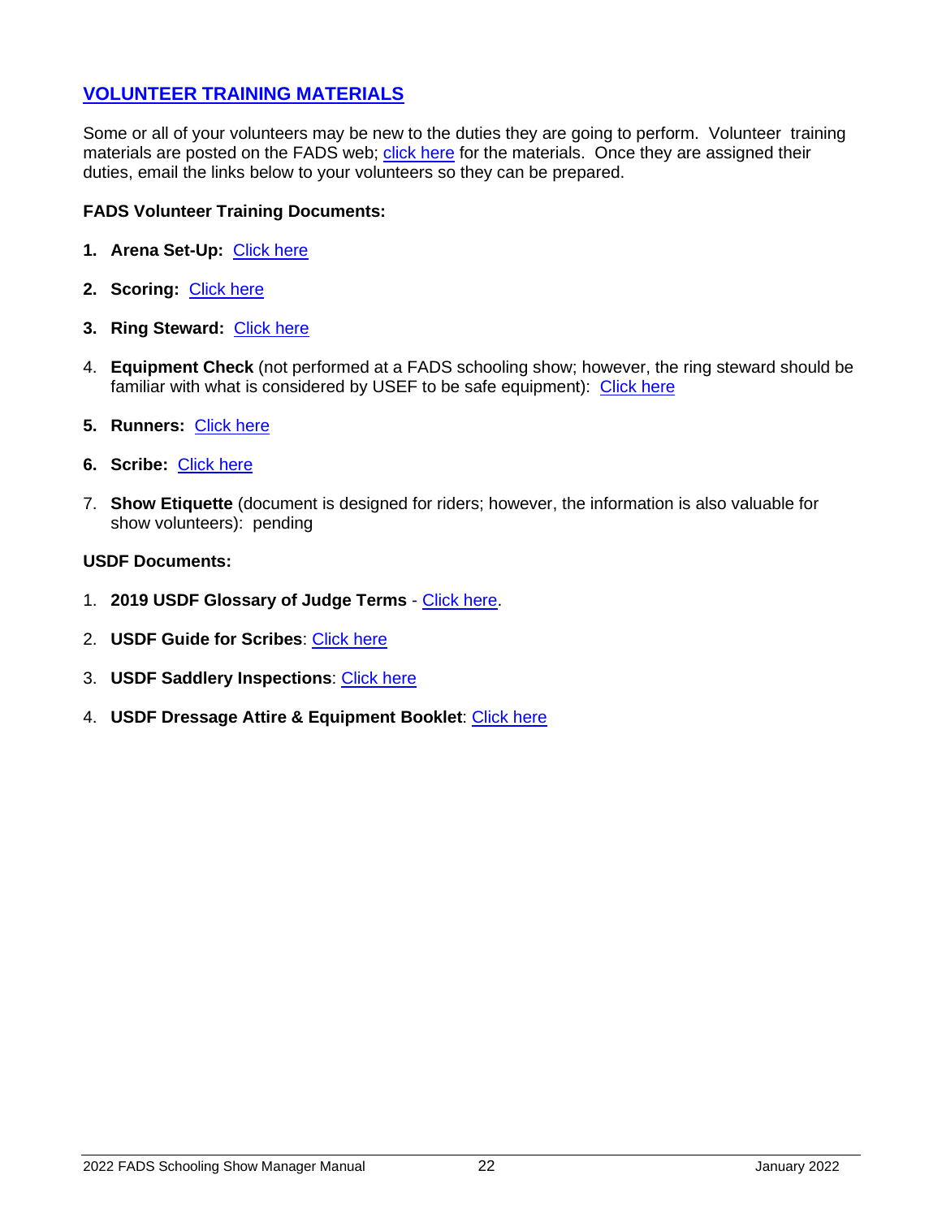## VOLUNTEER TRAINING MATERIALS

Some or all of your volunteers may be new to the duties they are going to perform. Volunteer training materials are posted on the FADS web; click here for the materials. Once they are assigned their duties, email the links below to your volunteers so they can be prepared.

**FADS Volunteer Training Documents:**

1. **Arena Set-Up:** Click here
2. **Scoring:** Click here
3. **Ring Steward:** Click here
4. **Equipment Check** (not performed at a FADS schooling show; however, the ring steward should be familiar with what is considered by USEF to be safe equipment): Click here
5. **Runners:** Click here
6. **Scribe:** Click here
7. **Show Etiquette** (document is designed for riders; however, the information is also valuable for show volunteers): pending

**USDF Documents:**

1. **2019 USDF Glossary of Judge Terms** - Click here.
2. **USDF Guide for Scribes**: Click here
3. **USDF Saddlery Inspections**: Click here
4. **USDF Dressage Attire & Equipment Booklet**: Click here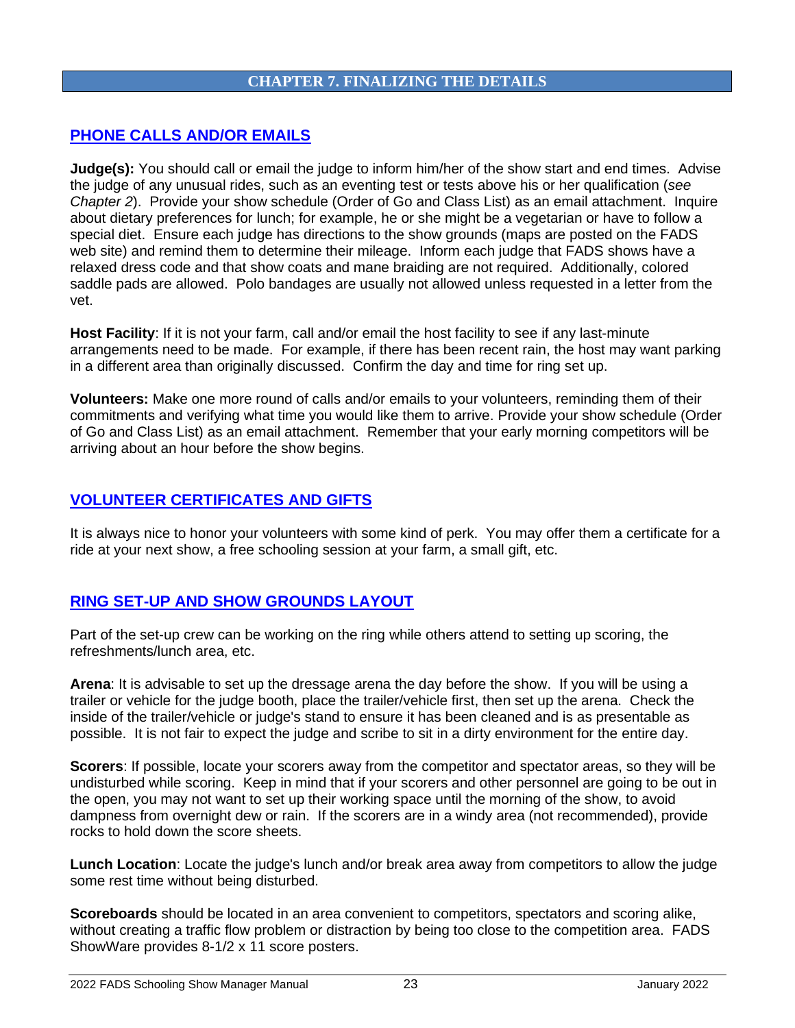# CHAPTER 7. FINALIZING THE DETAILS

## PHONE CALLS AND/OR EMAILS

**Judge(s):** You should call or email the judge to inform him/her of the show start and end times. Advise the judge of any unusual rides, such as an eventing test or tests above his or her qualification (*see Chapter 2*). Provide your show schedule (Order of Go and Class List) as an email attachment. Inquire about dietary preferences for lunch; for example, he or she might be a vegetarian or have to follow a special diet. Ensure each judge has directions to the show grounds (maps are posted on the FADS web site) and remind them to determine their mileage. Inform each judge that FADS shows have a relaxed dress code and that show coats and mane braiding are not required. Additionally, colored saddle pads are allowed. Polo bandages are usually not allowed unless requested in a letter from the vet.

**Host Facility**: If it is not your farm, call and/or email the host facility to see if any last-minute arrangements need to be made. For example, if there has been recent rain, the host may want parking in a different area than originally discussed. Confirm the day and time for ring set up.

**Volunteers:** Make one more round of calls and/or emails to your volunteers, reminding them of their commitments and verifying what time you would like them to arrive. Provide your show schedule (Order of Go and Class List) as an email attachment. Remember that your early morning competitors will be arriving about an hour before the show begins.

## VOLUNTEER CERTIFICATES AND GIFTS

It is always nice to honor your volunteers with some kind of perk. You may offer them a certificate for a ride at your next show, a free schooling session at your farm, a small gift, etc.

## RING SET-UP AND SHOW GROUNDS LAYOUT

Part of the set-up crew can be working on the ring while others attend to setting up scoring, the refreshments/lunch area, etc.

**Arena**: It is advisable to set up the dressage arena the day before the show. If you will be using a trailer or vehicle for the judge booth, place the trailer/vehicle first, then set up the arena. Check the inside of the trailer/vehicle or judge's stand to ensure it has been cleaned and is as presentable as possible. It is not fair to expect the judge and scribe to sit in a dirty environment for the entire day.

**Scorers**: If possible, locate your scorers away from the competitor and spectator areas, so they will be undisturbed while scoring. Keep in mind that if your scorers and other personnel are going to be out in the open, you may not want to set up their working space until the morning of the show, to avoid dampness from overnight dew or rain. If the scorers are in a windy area (not recommended), provide rocks to hold down the score sheets.

**Lunch Location**: Locate the judge's lunch and/or break area away from competitors to allow the judge some rest time without being disturbed.

**Scoreboards** should be located in an area convenient to competitors, spectators and scoring alike, without creating a traffic flow problem or distraction by being too close to the competition area. FADS ShowWare provides 8-1/2 x 11 score posters.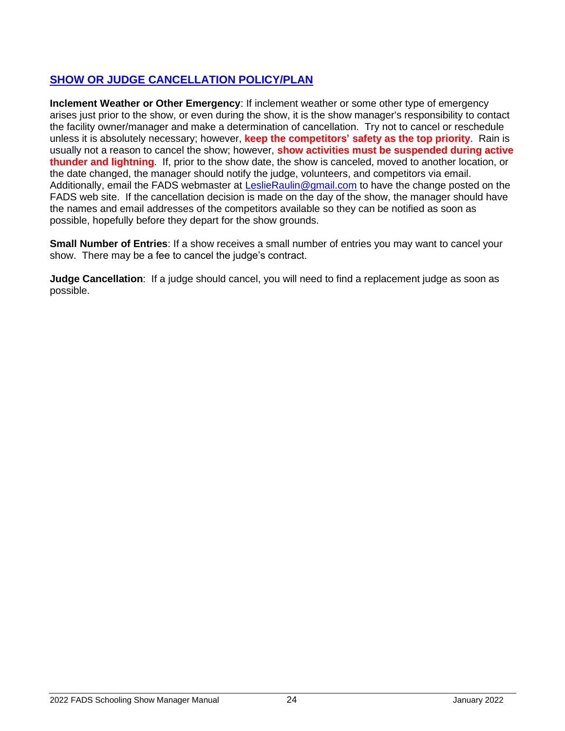## SHOW OR JUDGE CANCELLATION POLICY/PLAN

**Inclement Weather or Other Emergency**: If inclement weather or some other type of emergency arises just prior to the show, or even during the show, it is the show manager's responsibility to contact the facility owner/manager and make a determination of cancellation. Try not to cancel or reschedule unless it is absolutely necessary; however, **keep the competitors' safety as the top priority**. Rain is usually not a reason to cancel the show; however, **show activities must be suspended during active thunder and lightning**. If, prior to the show date, the show is canceled, moved to another location, or the date changed, the manager should notify the judge, volunteers, and competitors via email. Additionally, email the FADS webmaster at LeslieRaulin@gmail.com to have the change posted on the FADS web site. If the cancellation decision is made on the day of the show, the manager should have the names and email addresses of the competitors available so they can be notified as soon as possible, hopefully before they depart for the show grounds.

**Small Number of Entries**: If a show receives a small number of entries you may want to cancel your show. There may be a fee to cancel the judge's contract.

**Judge Cancellation**: If a judge should cancel, you will need to find a replacement judge as soon as possible.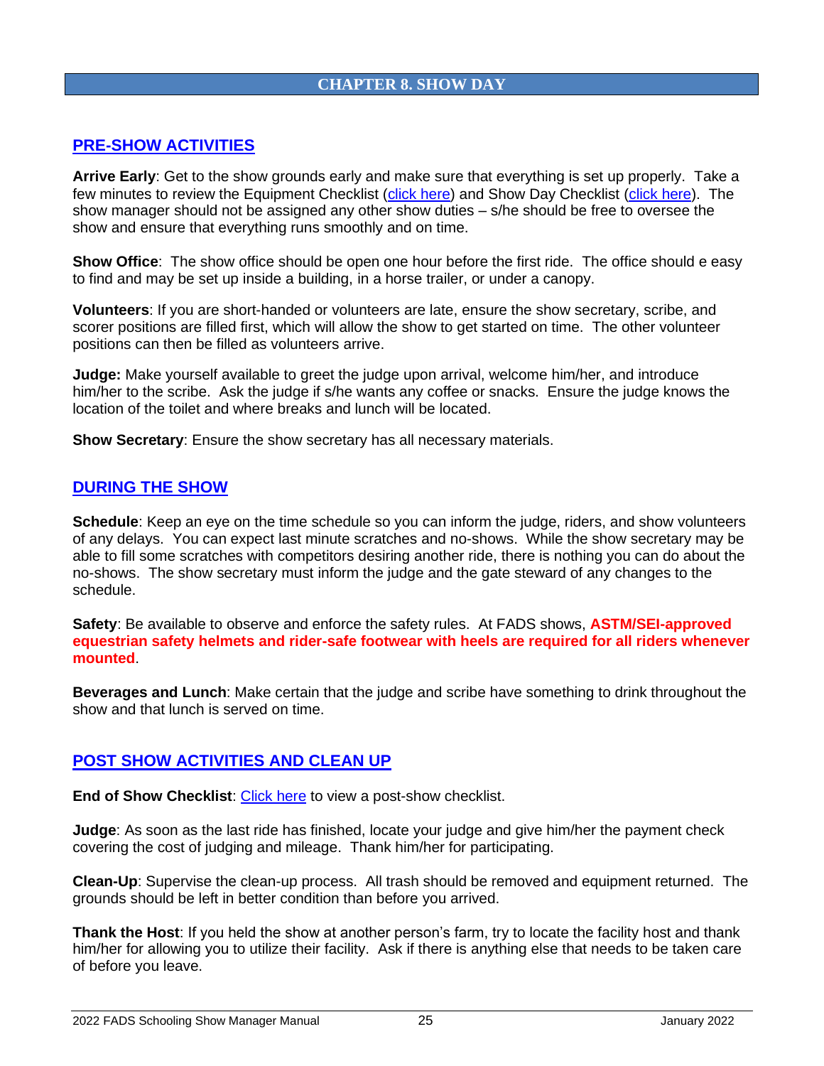# CHAPTER 8. SHOW DAY

## PRE-SHOW ACTIVITIES

**Arrive Early**: Get to the show grounds early and make sure that everything is set up properly. Take a few minutes to review the Equipment Checklist (click here) and Show Day Checklist (click here). The show manager should not be assigned any other show duties – s/he should be free to oversee the show and ensure that everything runs smoothly and on time.

**Show Office**: The show office should be open one hour before the first ride. The office should e easy to find and may be set up inside a building, in a horse trailer, or under a canopy.

**Volunteers**: If you are short-handed or volunteers are late, ensure the show secretary, scribe, and scorer positions are filled first, which will allow the show to get started on time. The other volunteer positions can then be filled as volunteers arrive.

**Judge:** Make yourself available to greet the judge upon arrival, welcome him/her, and introduce him/her to the scribe. Ask the judge if s/he wants any coffee or snacks. Ensure the judge knows the location of the toilet and where breaks and lunch will be located.

**Show Secretary**: Ensure the show secretary has all necessary materials.

## DURING THE SHOW

**Schedule**: Keep an eye on the time schedule so you can inform the judge, riders, and show volunteers of any delays. You can expect last minute scratches and no-shows. While the show secretary may be able to fill some scratches with competitors desiring another ride, there is nothing you can do about the no-shows. The show secretary must inform the judge and the gate steward of any changes to the schedule.

**Safety**: Be available to observe and enforce the safety rules. At FADS shows, **ASTM/SEI-approved equestrian safety helmets and rider-safe footwear with heels are required for all riders whenever mounted**.

**Beverages and Lunch**: Make certain that the judge and scribe have something to drink throughout the show and that lunch is served on time.

## POST SHOW ACTIVITIES AND CLEAN UP

**End of Show Checklist**: Click here to view a post-show checklist.

**Judge**: As soon as the last ride has finished, locate your judge and give him/her the payment check covering the cost of judging and mileage. Thank him/her for participating.

**Clean-Up**: Supervise the clean-up process. All trash should be removed and equipment returned. The grounds should be left in better condition than before you arrived.

**Thank the Host**: If you held the show at another person's farm, try to locate the facility host and thank him/her for allowing you to utilize their facility. Ask if there is anything else that needs to be taken care of before you leave.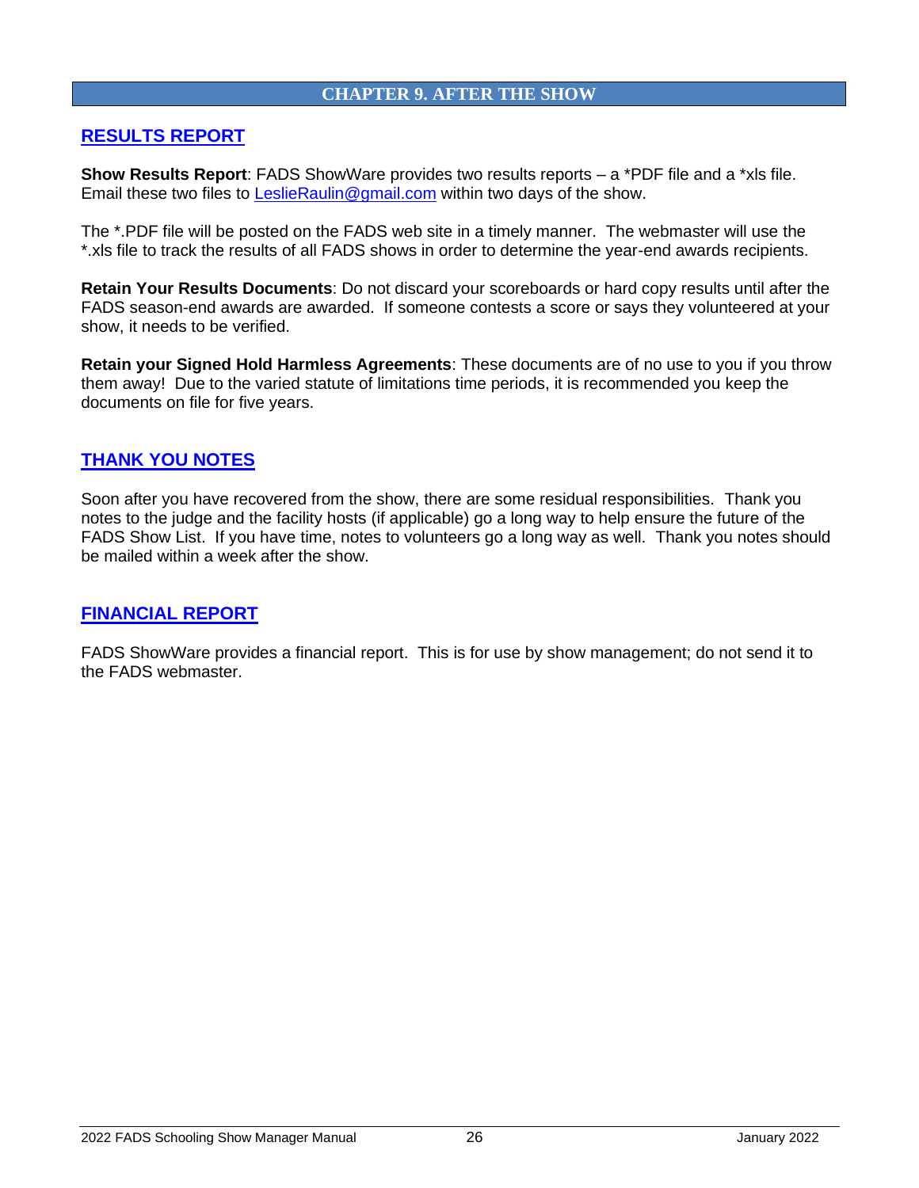# CHAPTER 9. AFTER THE SHOW

## RESULTS REPORT

**Show Results Report**: FADS ShowWare provides two results reports – a *PDF file and a *xls file. Email these two files to LeslieRaulin@gmail.com within two days of the show.

The *.PDF file will be posted on the FADS web site in a timely manner. The webmaster will use the *.xls file to track the results of all FADS shows in order to determine the year-end awards recipients.

**Retain Your Results Documents**: Do not discard your scoreboards or hard copy results until after the FADS season-end awards are awarded. If someone contests a score or says they volunteered at your show, it needs to be verified.

**Retain your Signed Hold Harmless Agreements**: These documents are of no use to you if you throw them away! Due to the varied statute of limitations time periods, it is recommended you keep the documents on file for five years.

## THANK YOU NOTES

Soon after you have recovered from the show, there are some residual responsibilities. Thank you notes to the judge and the facility hosts (if applicable) go a long way to help ensure the future of the FADS Show List. If you have time, notes to volunteers go a long way as well. Thank you notes should be mailed within a week after the show.

## FINANCIAL REPORT

FADS ShowWare provides a financial report. This is for use by show management; do not send it to the FADS webmaster.